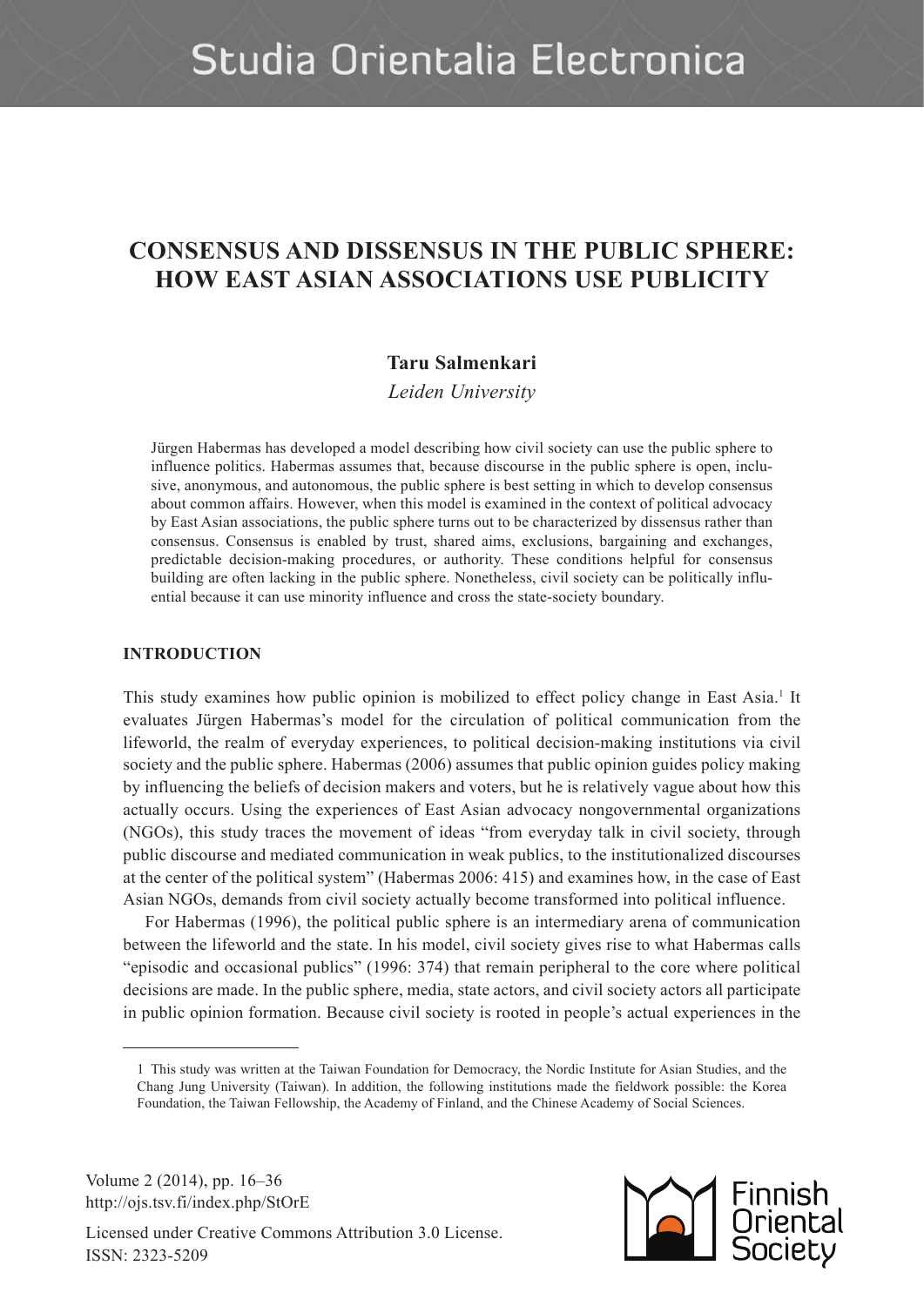# CONSENSUS AND DISSENSUS IN THE PUBLIC SPHERE: HOW EAST ASIAN ASSOCIATIONS USE PUBLICITY

**Taru Salmenkari**

*Leiden University*

Jürgen Habermas has developed a model describing how civil society can use the public sphere to influence politics. Habermas assumes that, because discourse in the public sphere is open, inclusive, anonymous, and autonomous, the public sphere is best setting in which to develop consensus about common affairs. However, when this model is examined in the context of political advocacy by East Asian associations, the public sphere turns out to be characterized by dissensus rather than consensus. Consensus is enabled by trust, shared aims, exclusions, bargaining and exchanges, predictable decision-making procedures, or authority. These conditions helpful for consensus building are often lacking in the public sphere. Nonetheless, civil society can be politically influential because it can use minority influence and cross the state-society boundary.

## INTRODUCTION

This study examines how public opinion is mobilized to effect policy change in East Asia.[1] It evaluates Jürgen Habermas's model for the circulation of political communication from the lifeworld, the realm of everyday experiences, to political decision-making institutions via civil society and the public sphere. Habermas (2006) assumes that public opinion guides policy making by influencing the beliefs of decision makers and voters, but he is relatively vague about how this actually occurs. Using the experiences of East Asian advocacy nongovernmental organizations (NGOs), this study traces the movement of ideas "from everyday talk in civil society, through public discourse and mediated communication in weak publics, to the institutionalized discourses at the center of the political system" (Habermas 2006: 415) and examines how, in the case of East Asian NGOs, demands from civil society actually become transformed into political influence.

For Habermas (1996), the political public sphere is an intermediary arena of communication between the lifeworld and the state. In his model, civil society gives rise to what Habermas calls "episodic and occasional publics" (1996: 374) that remain peripheral to the core where political decisions are made. In the public sphere, media, state actors, and civil society actors all participate in public opinion formation. Because civil society is rooted in people's actual experiences in the

---

1 This study was written at the Taiwan Foundation for Democracy, the Nordic Institute for Asian Studies, and the Chang Jung University (Taiwan). In addition, the following institutions made the fieldwork possible: the Korea Foundation, the Taiwan Fellowship, the Academy of Finland, and the Chinese Academy of Social Sciences.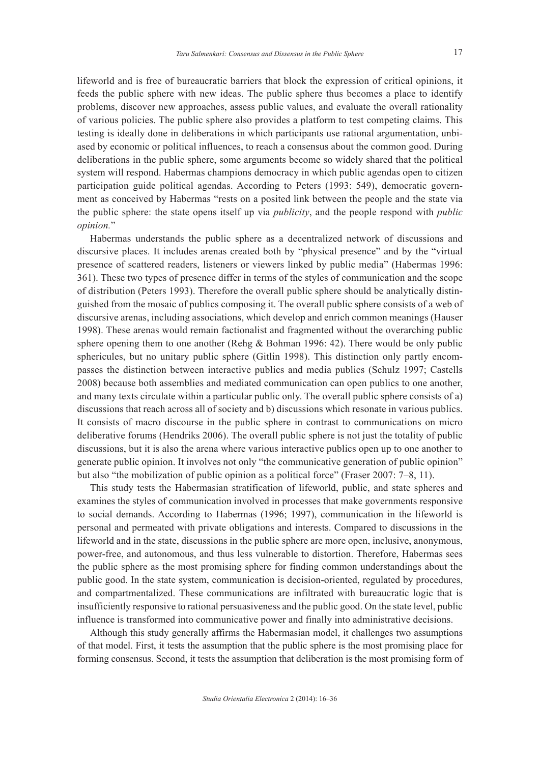lifeworld and is free of bureaucratic barriers that block the expression of critical opinions, it feeds the public sphere with new ideas. The public sphere thus becomes a place to identify problems, discover new approaches, assess public values, and evaluate the overall rationality of various policies. The public sphere also provides a platform to test competing claims. This testing is ideally done in deliberations in which participants use rational argumentation, unbiased by economic or political influences, to reach a consensus about the common good. During deliberations in the public sphere, some arguments become so widely shared that the political system will respond. Habermas champions democracy in which public agendas open to citizen participation guide political agendas. According to Peters (1993: 549), democratic government as conceived by Habermas "rests on a posited link between the people and the state via the public sphere: the state opens itself up via *publicity*, and the people respond with *public opinion*."

Habermas understands the public sphere as a decentralized network of discussions and discursive places. It includes arenas created both by "physical presence" and by the "virtual presence of scattered readers, listeners or viewers linked by public media" (Habermas 1996: 361). These two types of presence differ in terms of the styles of communication and the scope of distribution (Peters 1993). Therefore the overall public sphere should be analytically distinguished from the mosaic of publics composing it. The overall public sphere consists of a web of discursive arenas, including associations, which develop and enrich common meanings (Hauser 1998). These arenas would remain factionalist and fragmented without the overarching public sphere opening them to one another (Rehg & Bohman 1996: 42). There would be only public sphericules, but no unitary public sphere (Gitlin 1998). This distinction only partly encompasses the distinction between interactive publics and media publics (Schulz 1997; Castells 2008) because both assemblies and mediated communication can open publics to one another, and many texts circulate within a particular public only. The overall public sphere consists of a) discussions that reach across all of society and b) discussions which resonate in various publics. It consists of macro discourse in the public sphere in contrast to communications on micro deliberative forums (Hendriks 2006). The overall public sphere is not just the totality of public discussions, but it is also the arena where various interactive publics open up to one another to generate public opinion. It involves not only "the communicative generation of public opinion" but also "the mobilization of public opinion as a political force" (Fraser 2007: 7–8, 11).

This study tests the Habermasian stratification of lifeworld, public, and state spheres and examines the styles of communication involved in processes that make governments responsive to social demands. According to Habermas (1996; 1997), communication in the lifeworld is personal and permeated with private obligations and interests. Compared to discussions in the lifeworld and in the state, discussions in the public sphere are more open, inclusive, anonymous, power-free, and autonomous, and thus less vulnerable to distortion. Therefore, Habermas sees the public sphere as the most promising sphere for finding common understandings about the public good. In the state system, communication is decision-oriented, regulated by procedures, and compartmentalized. These communications are infiltrated with bureaucratic logic that is insufficiently responsive to rational persuasiveness and the public good. On the state level, public influence is transformed into communicative power and finally into administrative decisions.

Although this study generally affirms the Habermasian model, it challenges two assumptions of that model. First, it tests the assumption that the public sphere is the most promising place for forming consensus. Second, it tests the assumption that deliberation is the most promising form of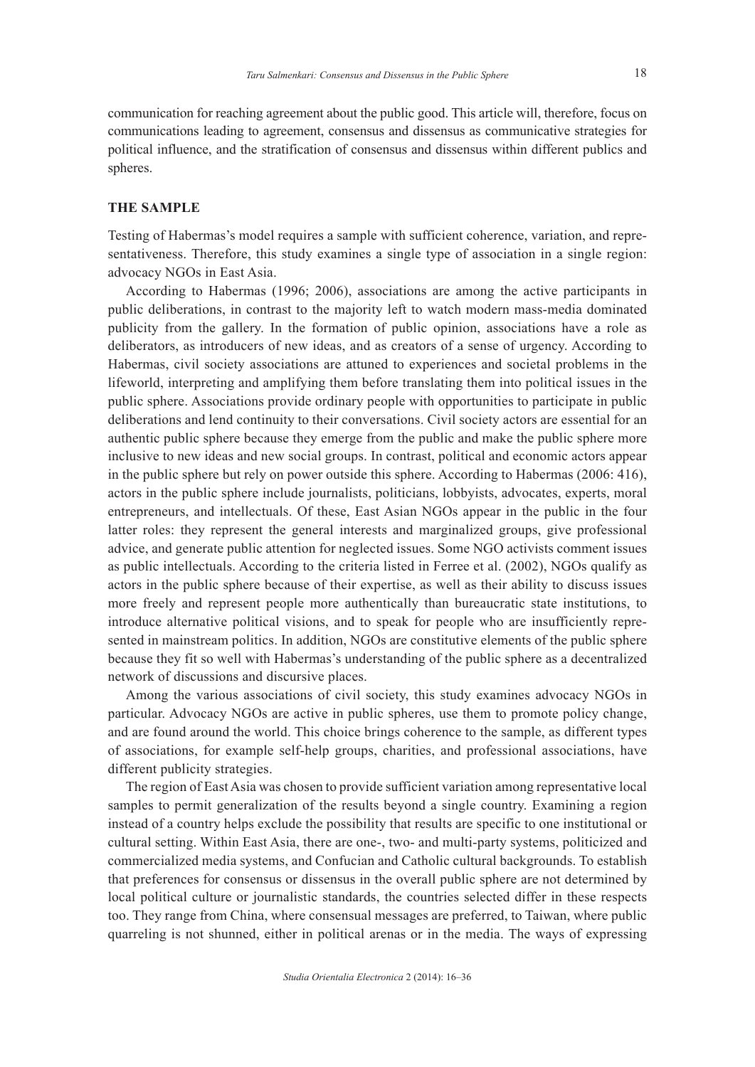communication for reaching agreement about the public good. This article will, therefore, focus on communications leading to agreement, consensus and dissensus as communicative strategies for political influence, and the stratification of consensus and dissensus within different publics and spheres.

## THE SAMPLE

Testing of Habermas's model requires a sample with sufficient coherence, variation, and representativeness. Therefore, this study examines a single type of association in a single region: advocacy NGOs in East Asia.

According to Habermas (1996; 2006), associations are among the active participants in public deliberations, in contrast to the majority left to watch modern mass-media dominated publicity from the gallery. In the formation of public opinion, associations have a role as deliberators, as introducers of new ideas, and as creators of a sense of urgency. According to Habermas, civil society associations are attuned to experiences and societal problems in the lifeworld, interpreting and amplifying them before translating them into political issues in the public sphere. Associations provide ordinary people with opportunities to participate in public deliberations and lend continuity to their conversations. Civil society actors are essential for an authentic public sphere because they emerge from the public and make the public sphere more inclusive to new ideas and new social groups. In contrast, political and economic actors appear in the public sphere but rely on power outside this sphere. According to Habermas (2006: 416), actors in the public sphere include journalists, politicians, lobbyists, advocates, experts, moral entrepreneurs, and intellectuals. Of these, East Asian NGOs appear in the public in the four latter roles: they represent the general interests and marginalized groups, give professional advice, and generate public attention for neglected issues. Some NGO activists comment issues as public intellectuals. According to the criteria listed in Ferree et al. (2002), NGOs qualify as actors in the public sphere because of their expertise, as well as their ability to discuss issues more freely and represent people more authentically than bureaucratic state institutions, to introduce alternative political visions, and to speak for people who are insufficiently represented in mainstream politics. In addition, NGOs are constitutive elements of the public sphere because they fit so well with Habermas's understanding of the public sphere as a decentralized network of discussions and discursive places.

Among the various associations of civil society, this study examines advocacy NGOs in particular. Advocacy NGOs are active in public spheres, use them to promote policy change, and are found around the world. This choice brings coherence to the sample, as different types of associations, for example self-help groups, charities, and professional associations, have different publicity strategies.

The region of East Asia was chosen to provide sufficient variation among representative local samples to permit generalization of the results beyond a single country. Examining a region instead of a country helps exclude the possibility that results are specific to one institutional or cultural setting. Within East Asia, there are one-, two- and multi-party systems, politicized and commercialized media systems, and Confucian and Catholic cultural backgrounds. To establish that preferences for consensus or dissensus in the overall public sphere are not determined by local political culture or journalistic standards, the countries selected differ in these respects too. They range from China, where consensual messages are preferred, to Taiwan, where public quarreling is not shunned, either in political arenas or in the media. The ways of expressing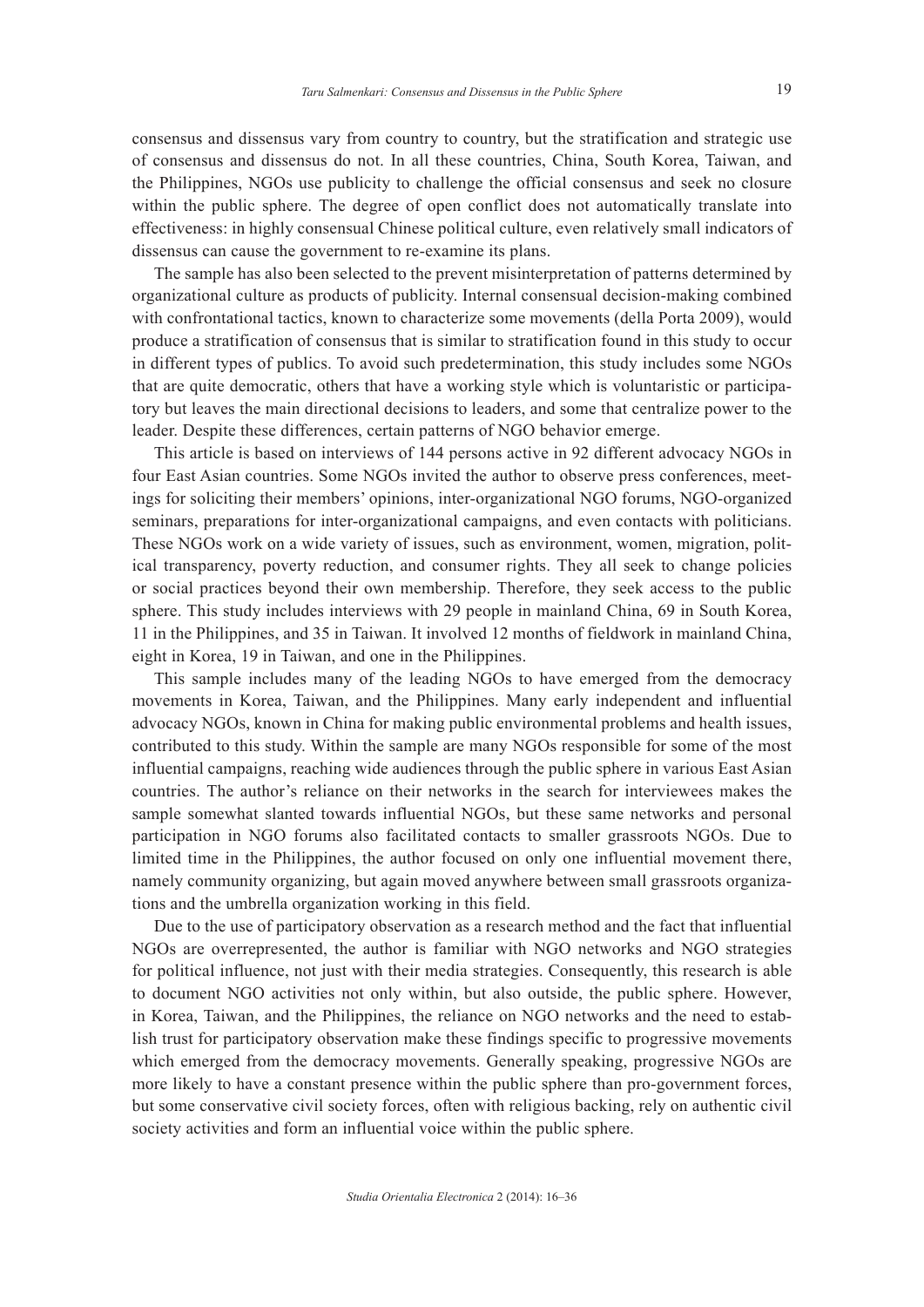consensus and dissensus vary from country to country, but the stratification and strategic use of consensus and dissensus do not. In all these countries, China, South Korea, Taiwan, and the Philippines, NGOs use publicity to challenge the official consensus and seek no closure within the public sphere. The degree of open conflict does not automatically translate into effectiveness: in highly consensual Chinese political culture, even relatively small indicators of dissensus can cause the government to re-examine its plans.

The sample has also been selected to the prevent misinterpretation of patterns determined by organizational culture as products of publicity. Internal consensual decision-making combined with confrontational tactics, known to characterize some movements (della Porta 2009), would produce a stratification of consensus that is similar to stratification found in this study to occur in different types of publics. To avoid such predetermination, this study includes some NGOs that are quite democratic, others that have a working style which is voluntaristic or participatory but leaves the main directional decisions to leaders, and some that centralize power to the leader. Despite these differences, certain patterns of NGO behavior emerge.

This article is based on interviews of 144 persons active in 92 different advocacy NGOs in four East Asian countries. Some NGOs invited the author to observe press conferences, meetings for soliciting their members' opinions, inter-organizational NGO forums, NGO-organized seminars, preparations for inter-organizational campaigns, and even contacts with politicians. These NGOs work on a wide variety of issues, such as environment, women, migration, political transparency, poverty reduction, and consumer rights. They all seek to change policies or social practices beyond their own membership. Therefore, they seek access to the public sphere. This study includes interviews with 29 people in mainland China, 69 in South Korea, 11 in the Philippines, and 35 in Taiwan. It involved 12 months of fieldwork in mainland China, eight in Korea, 19 in Taiwan, and one in the Philippines.

This sample includes many of the leading NGOs to have emerged from the democracy movements in Korea, Taiwan, and the Philippines. Many early independent and influential advocacy NGOs, known in China for making public environmental problems and health issues, contributed to this study. Within the sample are many NGOs responsible for some of the most influential campaigns, reaching wide audiences through the public sphere in various East Asian countries. The author's reliance on their networks in the search for interviewees makes the sample somewhat slanted towards influential NGOs, but these same networks and personal participation in NGO forums also facilitated contacts to smaller grassroots NGOs. Due to limited time in the Philippines, the author focused on only one influential movement there, namely community organizing, but again moved anywhere between small grassroots organizations and the umbrella organization working in this field.

Due to the use of participatory observation as a research method and the fact that influential NGOs are overrepresented, the author is familiar with NGO networks and NGO strategies for political influence, not just with their media strategies. Consequently, this research is able to document NGO activities not only within, but also outside, the public sphere. However, in Korea, Taiwan, and the Philippines, the reliance on NGO networks and the need to establish trust for participatory observation make these findings specific to progressive movements which emerged from the democracy movements. Generally speaking, progressive NGOs are more likely to have a constant presence within the public sphere than pro-government forces, but some conservative civil society forces, often with religious backing, rely on authentic civil society activities and form an influential voice within the public sphere.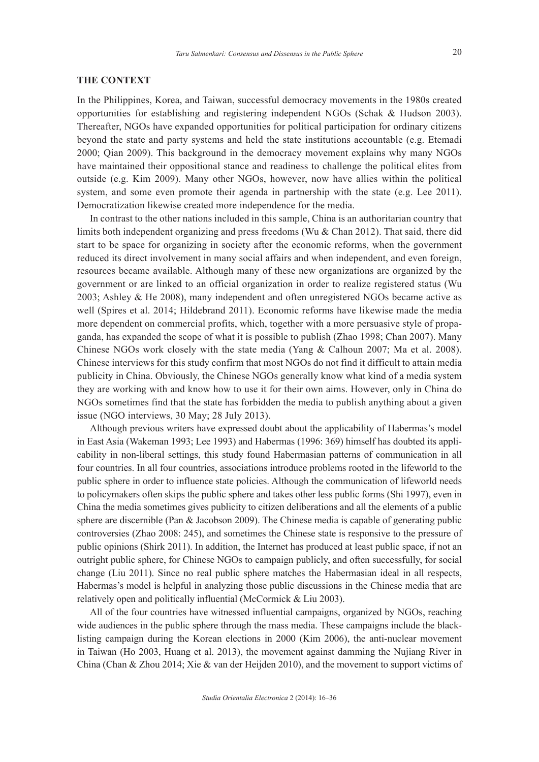## THE CONTEXT

In the Philippines, Korea, and Taiwan, successful democracy movements in the 1980s created opportunities for establishing and registering independent NGOs (Schak & Hudson 2003). Thereafter, NGOs have expanded opportunities for political participation for ordinary citizens beyond the state and party systems and held the state institutions accountable (e.g. Etemadi 2000; Qian 2009). This background in the democracy movement explains why many NGOs have maintained their oppositional stance and readiness to challenge the political elites from outside (e.g. Kim 2009). Many other NGOs, however, now have allies within the political system, and some even promote their agenda in partnership with the state (e.g. Lee 2011). Democratization likewise created more independence for the media.

In contrast to the other nations included in this sample, China is an authoritarian country that limits both independent organizing and press freedoms (Wu & Chan 2012). That said, there did start to be space for organizing in society after the economic reforms, when the government reduced its direct involvement in many social affairs and when independent, and even foreign, resources became available. Although many of these new organizations are organized by the government or are linked to an official organization in order to realize registered status (Wu 2003; Ashley & He 2008), many independent and often unregistered NGOs became active as well (Spires et al. 2014; Hildebrand 2011). Economic reforms have likewise made the media more dependent on commercial profits, which, together with a more persuasive style of propaganda, has expanded the scope of what it is possible to publish (Zhao 1998; Chan 2007). Many Chinese NGOs work closely with the state media (Yang & Calhoun 2007; Ma et al. 2008). Chinese interviews for this study confirm that most NGOs do not find it difficult to attain media publicity in China. Obviously, the Chinese NGOs generally know what kind of a media system they are working with and know how to use it for their own aims. However, only in China do NGOs sometimes find that the state has forbidden the media to publish anything about a given issue (NGO interviews, 30 May; 28 July 2013).

Although previous writers have expressed doubt about the applicability of Habermas's model in East Asia (Wakeman 1993; Lee 1993) and Habermas (1996: 369) himself has doubted its applicability in non-liberal settings, this study found Habermasian patterns of communication in all four countries. In all four countries, associations introduce problems rooted in the lifeworld to the public sphere in order to influence state policies. Although the communication of lifeworld needs to policymakers often skips the public sphere and takes other less public forms (Shi 1997), even in China the media sometimes gives publicity to citizen deliberations and all the elements of a public sphere are discernible (Pan & Jacobson 2009). The Chinese media is capable of generating public controversies (Zhao 2008: 245), and sometimes the Chinese state is responsive to the pressure of public opinions (Shirk 2011). In addition, the Internet has produced at least public space, if not an outright public sphere, for Chinese NGOs to campaign publicly, and often successfully, for social change (Liu 2011). Since no real public sphere matches the Habermasian ideal in all respects, Habermas's model is helpful in analyzing those public discussions in the Chinese media that are relatively open and politically influential (McCormick & Liu 2003).

All of the four countries have witnessed influential campaigns, organized by NGOs, reaching wide audiences in the public sphere through the mass media. These campaigns include the blacklisting campaign during the Korean elections in 2000 (Kim 2006), the anti-nuclear movement in Taiwan (Ho 2003, Huang et al. 2013), the movement against damming the Nujiang River in China (Chan & Zhou 2014; Xie & van der Heijden 2010), and the movement to support victims of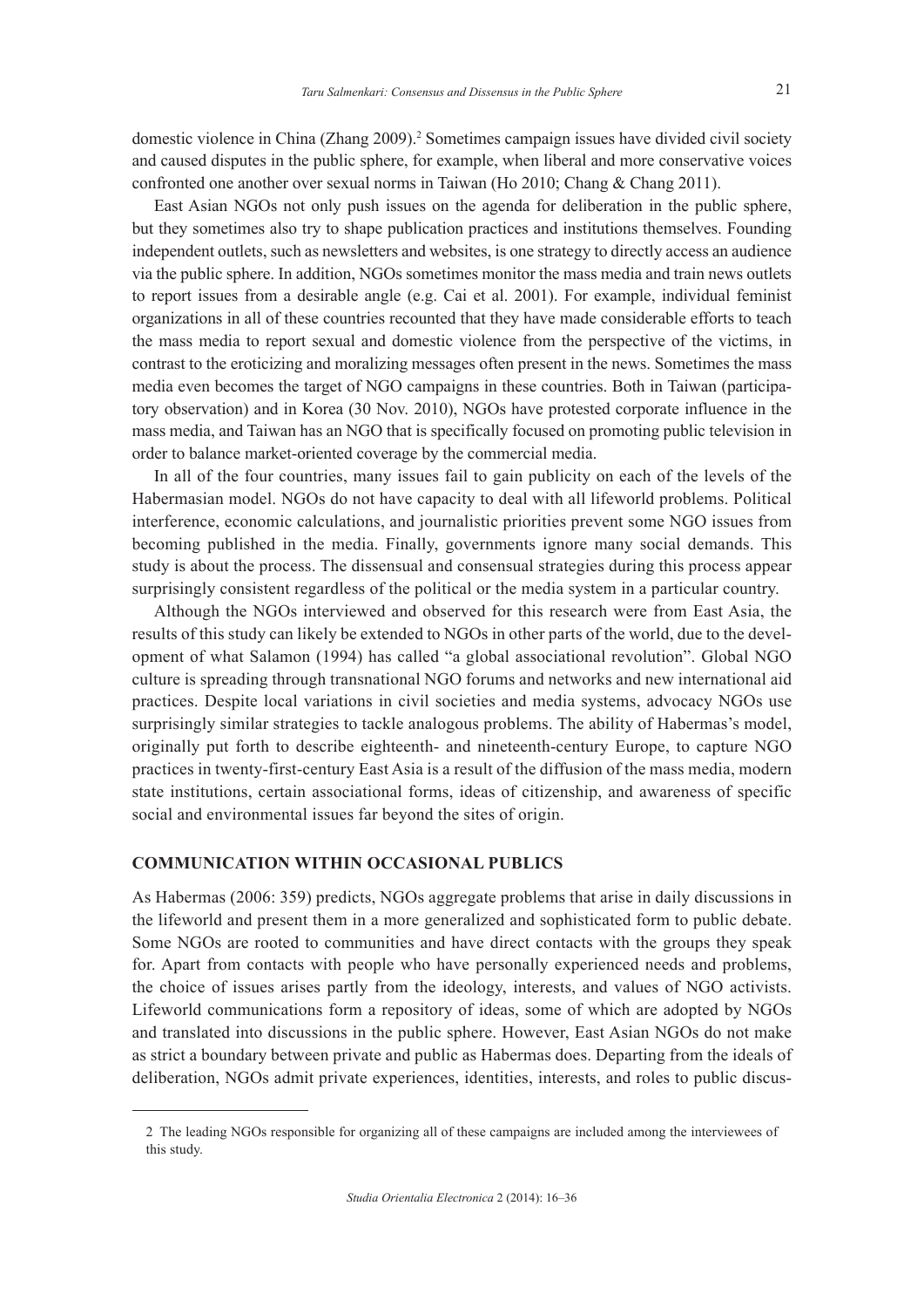domestic violence in China (Zhang 2009).[2] Sometimes campaign issues have divided civil society and caused disputes in the public sphere, for example, when liberal and more conservative voices confronted one another over sexual norms in Taiwan (Ho 2010; Chang & Chang 2011).

East Asian NGOs not only push issues on the agenda for deliberation in the public sphere, but they sometimes also try to shape publication practices and institutions themselves. Founding independent outlets, such as newsletters and websites, is one strategy to directly access an audience via the public sphere. In addition, NGOs sometimes monitor the mass media and train news outlets to report issues from a desirable angle (e.g. Cai et al. 2001). For example, individual feminist organizations in all of these countries recounted that they have made considerable efforts to teach the mass media to report sexual and domestic violence from the perspective of the victims, in contrast to the eroticizing and moralizing messages often present in the news. Sometimes the mass media even becomes the target of NGO campaigns in these countries. Both in Taiwan (participatory observation) and in Korea (30 Nov. 2010), NGOs have protested corporate influence in the mass media, and Taiwan has an NGO that is specifically focused on promoting public television in order to balance market-oriented coverage by the commercial media.

In all of the four countries, many issues fail to gain publicity on each of the levels of the Habermasian model. NGOs do not have capacity to deal with all lifeworld problems. Political interference, economic calculations, and journalistic priorities prevent some NGO issues from becoming published in the media. Finally, governments ignore many social demands. This study is about the process. The dissensual and consensual strategies during this process appear surprisingly consistent regardless of the political or the media system in a particular country.

Although the NGOs interviewed and observed for this research were from East Asia, the results of this study can likely be extended to NGOs in other parts of the world, due to the development of what Salamon (1994) has called "a global associational revolution". Global NGO culture is spreading through transnational NGO forums and networks and new international aid practices. Despite local variations in civil societies and media systems, advocacy NGOs use surprisingly similar strategies to tackle analogous problems. The ability of Habermas's model, originally put forth to describe eighteenth- and nineteenth-century Europe, to capture NGO practices in twenty-first-century East Asia is a result of the diffusion of the mass media, modern state institutions, certain associational forms, ideas of citizenship, and awareness of specific social and environmental issues far beyond the sites of origin.

## COMMUNICATION WITHIN OCCASIONAL PUBLICS

As Habermas (2006: 359) predicts, NGOs aggregate problems that arise in daily discussions in the lifeworld and present them in a more generalized and sophisticated form to public debate. Some NGOs are rooted to communities and have direct contacts with the groups they speak for. Apart from contacts with people who have personally experienced needs and problems, the choice of issues arises partly from the ideology, interests, and values of NGO activists. Lifeworld communications form a repository of ideas, some of which are adopted by NGOs and translated into discussions in the public sphere. However, East Asian NGOs do not make as strict a boundary between private and public as Habermas does. Departing from the ideals of deliberation, NGOs admit private experiences, identities, interests, and roles to public discus-

---

[2] The leading NGOs responsible for organizing all of these campaigns are included among the interviewees of this study.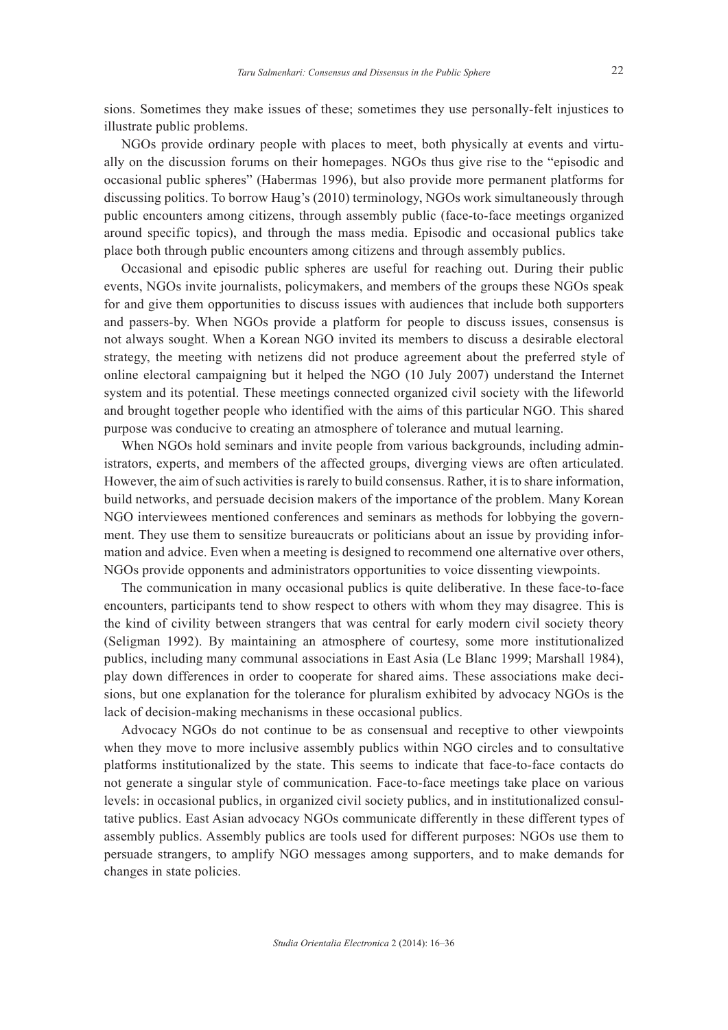sions. Sometimes they make issues of these; sometimes they use personally-felt injustices to illustrate public problems.

NGOs provide ordinary people with places to meet, both physically at events and virtually on the discussion forums on their homepages. NGOs thus give rise to the "episodic and occasional public spheres" (Habermas 1996), but also provide more permanent platforms for discussing politics. To borrow Haug's (2010) terminology, NGOs work simultaneously through public encounters among citizens, through assembly public (face-to-face meetings organized around specific topics), and through the mass media. Episodic and occasional publics take place both through public encounters among citizens and through assembly publics.

Occasional and episodic public spheres are useful for reaching out. During their public events, NGOs invite journalists, policymakers, and members of the groups these NGOs speak for and give them opportunities to discuss issues with audiences that include both supporters and passers-by. When NGOs provide a platform for people to discuss issues, consensus is not always sought. When a Korean NGO invited its members to discuss a desirable electoral strategy, the meeting with netizens did not produce agreement about the preferred style of online electoral campaigning but it helped the NGO (10 July 2007) understand the Internet system and its potential. These meetings connected organized civil society with the lifeworld and brought together people who identified with the aims of this particular NGO. This shared purpose was conducive to creating an atmosphere of tolerance and mutual learning.

When NGOs hold seminars and invite people from various backgrounds, including administrators, experts, and members of the affected groups, diverging views are often articulated. However, the aim of such activities is rarely to build consensus. Rather, it is to share information, build networks, and persuade decision makers of the importance of the problem. Many Korean NGO interviewees mentioned conferences and seminars as methods for lobbying the government. They use them to sensitize bureaucrats or politicians about an issue by providing information and advice. Even when a meeting is designed to recommend one alternative over others, NGOs provide opponents and administrators opportunities to voice dissenting viewpoints.

The communication in many occasional publics is quite deliberative. In these face-to-face encounters, participants tend to show respect to others with whom they may disagree. This is the kind of civility between strangers that was central for early modern civil society theory (Seligman 1992). By maintaining an atmosphere of courtesy, some more institutionalized publics, including many communal associations in East Asia (Le Blanc 1999; Marshall 1984), play down differences in order to cooperate for shared aims. These associations make decisions, but one explanation for the tolerance for pluralism exhibited by advocacy NGOs is the lack of decision-making mechanisms in these occasional publics.

Advocacy NGOs do not continue to be as consensual and receptive to other viewpoints when they move to more inclusive assembly publics within NGO circles and to consultative platforms institutionalized by the state. This seems to indicate that face-to-face contacts do not generate a singular style of communication. Face-to-face meetings take place on various levels: in occasional publics, in organized civil society publics, and in institutionalized consultative publics. East Asian advocacy NGOs communicate differently in these different types of assembly publics. Assembly publics are tools used for different purposes: NGOs use them to persuade strangers, to amplify NGO messages among supporters, and to make demands for changes in state policies.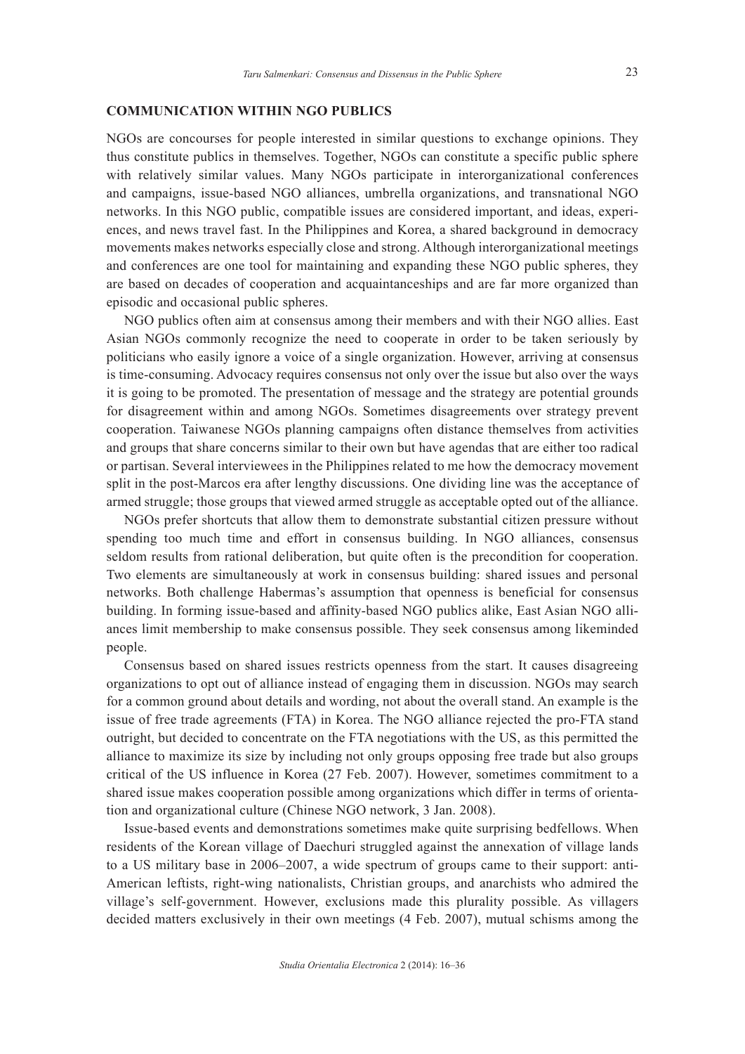## COMMUNICATION WITHIN NGO PUBLICS

NGOs are concourses for people interested in similar questions to exchange opinions. They thus constitute publics in themselves. Together, NGOs can constitute a specific public sphere with relatively similar values. Many NGOs participate in interorganizational conferences and campaigns, issue-based NGO alliances, umbrella organizations, and transnational NGO networks. In this NGO public, compatible issues are considered important, and ideas, experiences, and news travel fast. In the Philippines and Korea, a shared background in democracy movements makes networks especially close and strong. Although interorganizational meetings and conferences are one tool for maintaining and expanding these NGO public spheres, they are based on decades of cooperation and acquaintanceships and are far more organized than episodic and occasional public spheres.

NGO publics often aim at consensus among their members and with their NGO allies. East Asian NGOs commonly recognize the need to cooperate in order to be taken seriously by politicians who easily ignore a voice of a single organization. However, arriving at consensus is time-consuming. Advocacy requires consensus not only over the issue but also over the ways it is going to be promoted. The presentation of message and the strategy are potential grounds for disagreement within and among NGOs. Sometimes disagreements over strategy prevent cooperation. Taiwanese NGOs planning campaigns often distance themselves from activities and groups that share concerns similar to their own but have agendas that are either too radical or partisan. Several interviewees in the Philippines related to me how the democracy movement split in the post-Marcos era after lengthy discussions. One dividing line was the acceptance of armed struggle; those groups that viewed armed struggle as acceptable opted out of the alliance.

NGOs prefer shortcuts that allow them to demonstrate substantial citizen pressure without spending too much time and effort in consensus building. In NGO alliances, consensus seldom results from rational deliberation, but quite often is the precondition for cooperation. Two elements are simultaneously at work in consensus building: shared issues and personal networks. Both challenge Habermas's assumption that openness is beneficial for consensus building. In forming issue-based and affinity-based NGO publics alike, East Asian NGO alliances limit membership to make consensus possible. They seek consensus among likeminded people.

Consensus based on shared issues restricts openness from the start. It causes disagreeing organizations to opt out of alliance instead of engaging them in discussion. NGOs may search for a common ground about details and wording, not about the overall stand. An example is the issue of free trade agreements (FTA) in Korea. The NGO alliance rejected the pro-FTA stand outright, but decided to concentrate on the FTA negotiations with the US, as this permitted the alliance to maximize its size by including not only groups opposing free trade but also groups critical of the US influence in Korea (27 Feb. 2007). However, sometimes commitment to a shared issue makes cooperation possible among organizations which differ in terms of orientation and organizational culture (Chinese NGO network, 3 Jan. 2008).

Issue-based events and demonstrations sometimes make quite surprising bedfellows. When residents of the Korean village of Daechuri struggled against the annexation of village lands to a US military base in 2006–2007, a wide spectrum of groups came to their support: anti-American leftists, right-wing nationalists, Christian groups, and anarchists who admired the village's self-government. However, exclusions made this plurality possible. As villagers decided matters exclusively in their own meetings (4 Feb. 2007), mutual schisms among the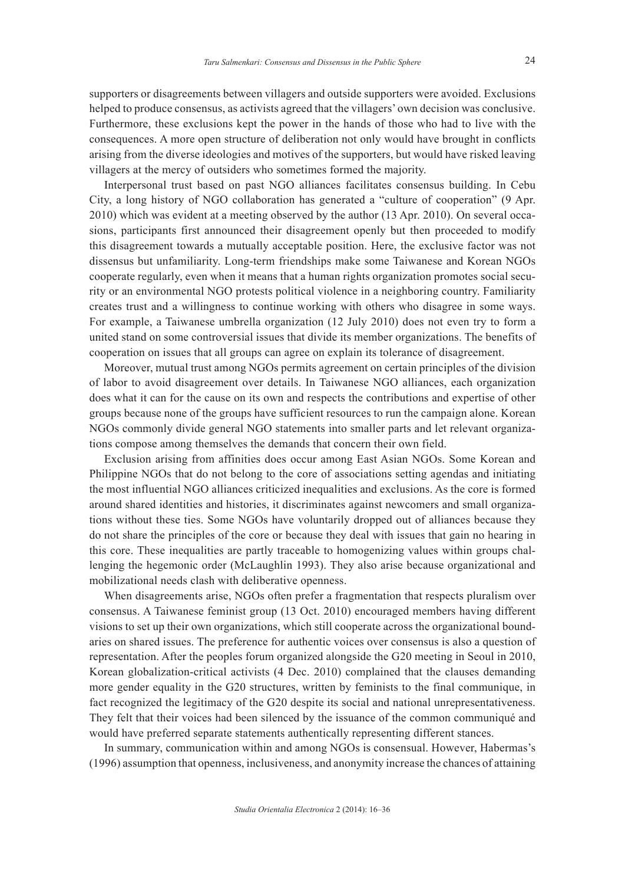supporters or disagreements between villagers and outside supporters were avoided. Exclusions helped to produce consensus, as activists agreed that the villagers' own decision was conclusive. Furthermore, these exclusions kept the power in the hands of those who had to live with the consequences. A more open structure of deliberation not only would have brought in conflicts arising from the diverse ideologies and motives of the supporters, but would have risked leaving villagers at the mercy of outsiders who sometimes formed the majority.

Interpersonal trust based on past NGO alliances facilitates consensus building. In Cebu City, a long history of NGO collaboration has generated a "culture of cooperation" (9 Apr. 2010) which was evident at a meeting observed by the author (13 Apr. 2010). On several occasions, participants first announced their disagreement openly but then proceeded to modify this disagreement towards a mutually acceptable position. Here, the exclusive factor was not dissensus but unfamiliarity. Long-term friendships make some Taiwanese and Korean NGOs cooperate regularly, even when it means that a human rights organization promotes social security or an environmental NGO protests political violence in a neighboring country. Familiarity creates trust and a willingness to continue working with others who disagree in some ways. For example, a Taiwanese umbrella organization (12 July 2010) does not even try to form a united stand on some controversial issues that divide its member organizations. The benefits of cooperation on issues that all groups can agree on explain its tolerance of disagreement.

Moreover, mutual trust among NGOs permits agreement on certain principles of the division of labor to avoid disagreement over details. In Taiwanese NGO alliances, each organization does what it can for the cause on its own and respects the contributions and expertise of other groups because none of the groups have sufficient resources to run the campaign alone. Korean NGOs commonly divide general NGO statements into smaller parts and let relevant organizations compose among themselves the demands that concern their own field.

Exclusion arising from affinities does occur among East Asian NGOs. Some Korean and Philippine NGOs that do not belong to the core of associations setting agendas and initiating the most influential NGO alliances criticized inequalities and exclusions. As the core is formed around shared identities and histories, it discriminates against newcomers and small organizations without these ties. Some NGOs have voluntarily dropped out of alliances because they do not share the principles of the core or because they deal with issues that gain no hearing in this core. These inequalities are partly traceable to homogenizing values within groups challenging the hegemonic order (McLaughlin 1993). They also arise because organizational and mobilizational needs clash with deliberative openness.

When disagreements arise, NGOs often prefer a fragmentation that respects pluralism over consensus. A Taiwanese feminist group (13 Oct. 2010) encouraged members having different visions to set up their own organizations, which still cooperate across the organizational boundaries on shared issues. The preference for authentic voices over consensus is also a question of representation. After the peoples forum organized alongside the G20 meeting in Seoul in 2010, Korean globalization-critical activists (4 Dec. 2010) complained that the clauses demanding more gender equality in the G20 structures, written by feminists to the final communique, in fact recognized the legitimacy of the G20 despite its social and national unrepresentativeness. They felt that their voices had been silenced by the issuance of the common communiqué and would have preferred separate statements authentically representing different stances.

In summary, communication within and among NGOs is consensual. However, Habermas's (1996) assumption that openness, inclusiveness, and anonymity increase the chances of attaining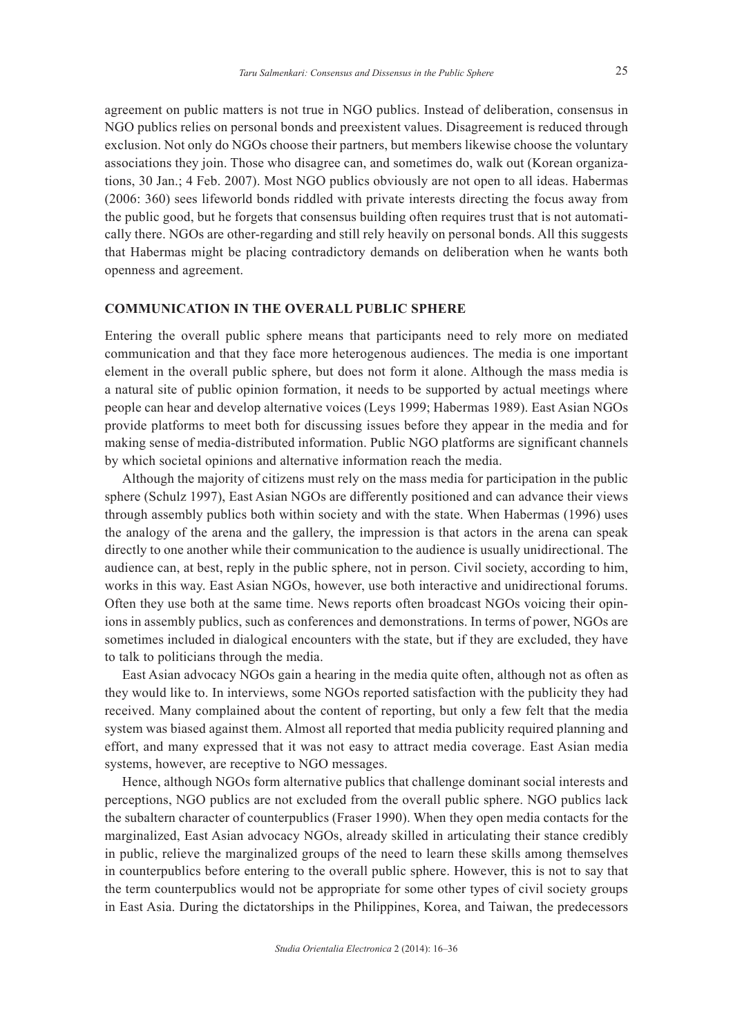agreement on public matters is not true in NGO publics. Instead of deliberation, consensus in NGO publics relies on personal bonds and preexistent values. Disagreement is reduced through exclusion. Not only do NGOs choose their partners, but members likewise choose the voluntary associations they join. Those who disagree can, and sometimes do, walk out (Korean organizations, 30 Jan.; 4 Feb. 2007). Most NGO publics obviously are not open to all ideas. Habermas (2006: 360) sees lifeworld bonds riddled with private interests directing the focus away from the public good, but he forgets that consensus building often requires trust that is not automatically there. NGOs are other-regarding and still rely heavily on personal bonds. All this suggests that Habermas might be placing contradictory demands on deliberation when he wants both openness and agreement.

## COMMUNICATION IN THE OVERALL PUBLIC SPHERE

Entering the overall public sphere means that participants need to rely more on mediated communication and that they face more heterogenous audiences. The media is one important element in the overall public sphere, but does not form it alone. Although the mass media is a natural site of public opinion formation, it needs to be supported by actual meetings where people can hear and develop alternative voices (Leys 1999; Habermas 1989). East Asian NGOs provide platforms to meet both for discussing issues before they appear in the media and for making sense of media-distributed information. Public NGO platforms are significant channels by which societal opinions and alternative information reach the media.

Although the majority of citizens must rely on the mass media for participation in the public sphere (Schulz 1997), East Asian NGOs are differently positioned and can advance their views through assembly publics both within society and with the state. When Habermas (1996) uses the analogy of the arena and the gallery, the impression is that actors in the arena can speak directly to one another while their communication to the audience is usually unidirectional. The audience can, at best, reply in the public sphere, not in person. Civil society, according to him, works in this way. East Asian NGOs, however, use both interactive and unidirectional forums. Often they use both at the same time. News reports often broadcast NGOs voicing their opinions in assembly publics, such as conferences and demonstrations. In terms of power, NGOs are sometimes included in dialogical encounters with the state, but if they are excluded, they have to talk to politicians through the media.

East Asian advocacy NGOs gain a hearing in the media quite often, although not as often as they would like to. In interviews, some NGOs reported satisfaction with the publicity they had received. Many complained about the content of reporting, but only a few felt that the media system was biased against them. Almost all reported that media publicity required planning and effort, and many expressed that it was not easy to attract media coverage. East Asian media systems, however, are receptive to NGO messages.

Hence, although NGOs form alternative publics that challenge dominant social interests and perceptions, NGO publics are not excluded from the overall public sphere. NGO publics lack the subaltern character of counterpublics (Fraser 1990). When they open media contacts for the marginalized, East Asian advocacy NGOs, already skilled in articulating their stance credibly in public, relieve the marginalized groups of the need to learn these skills among themselves in counterpublics before entering to the overall public sphere. However, this is not to say that the term counterpublics would not be appropriate for some other types of civil society groups in East Asia. During the dictatorships in the Philippines, Korea, and Taiwan, the predecessors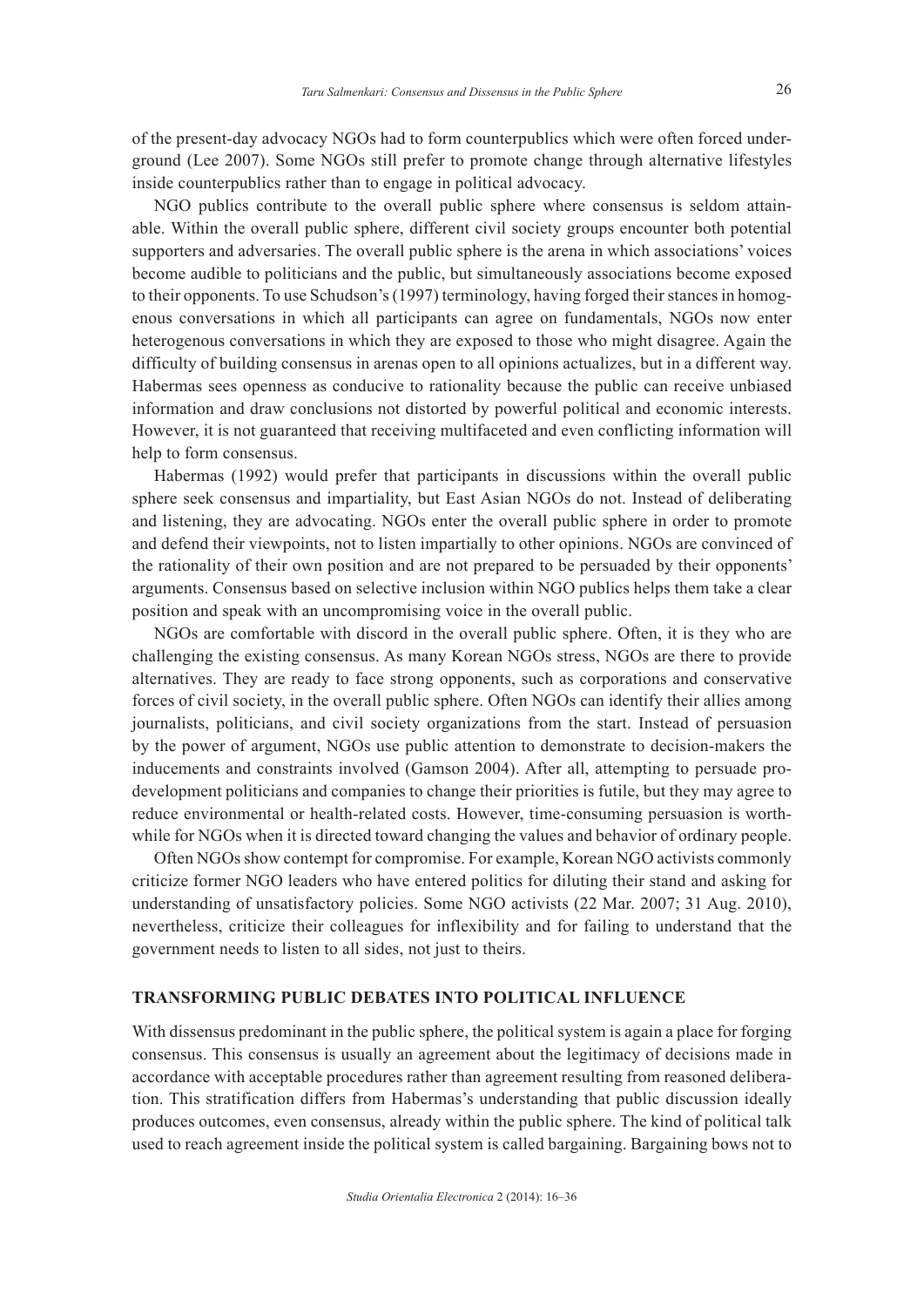of the present-day advocacy NGOs had to form counterpublics which were often forced underground (Lee 2007). Some NGOs still prefer to promote change through alternative lifestyles inside counterpublics rather than to engage in political advocacy.

NGO publics contribute to the overall public sphere where consensus is seldom attainable. Within the overall public sphere, different civil society groups encounter both potential supporters and adversaries. The overall public sphere is the arena in which associations' voices become audible to politicians and the public, but simultaneously associations become exposed to their opponents. To use Schudson's (1997) terminology, having forged their stances in homogenous conversations in which all participants can agree on fundamentals, NGOs now enter heterogenous conversations in which they are exposed to those who might disagree. Again the difficulty of building consensus in arenas open to all opinions actualizes, but in a different way. Habermas sees openness as conducive to rationality because the public can receive unbiased information and draw conclusions not distorted by powerful political and economic interests. However, it is not guaranteed that receiving multifaceted and even conflicting information will help to form consensus.

Habermas (1992) would prefer that participants in discussions within the overall public sphere seek consensus and impartiality, but East Asian NGOs do not. Instead of deliberating and listening, they are advocating. NGOs enter the overall public sphere in order to promote and defend their viewpoints, not to listen impartially to other opinions. NGOs are convinced of the rationality of their own position and are not prepared to be persuaded by their opponents' arguments. Consensus based on selective inclusion within NGO publics helps them take a clear position and speak with an uncompromising voice in the overall public.

NGOs are comfortable with discord in the overall public sphere. Often, it is they who are challenging the existing consensus. As many Korean NGOs stress, NGOs are there to provide alternatives. They are ready to face strong opponents, such as corporations and conservative forces of civil society, in the overall public sphere. Often NGOs can identify their allies among journalists, politicians, and civil society organizations from the start. Instead of persuasion by the power of argument, NGOs use public attention to demonstrate to decision-makers the inducements and constraints involved (Gamson 2004). After all, attempting to persuade pro-development politicians and companies to change their priorities is futile, but they may agree to reduce environmental or health-related costs. However, time-consuming persuasion is worthwhile for NGOs when it is directed toward changing the values and behavior of ordinary people.

Often NGOs show contempt for compromise. For example, Korean NGO activists commonly criticize former NGO leaders who have entered politics for diluting their stand and asking for understanding of unsatisfactory policies. Some NGO activists (22 Mar. 2007; 31 Aug. 2010), nevertheless, criticize their colleagues for inflexibility and for failing to understand that the government needs to listen to all sides, not just to theirs.

## TRANSFORMING PUBLIC DEBATES INTO POLITICAL INFLUENCE

With dissensus predominant in the public sphere, the political system is again a place for forging consensus. This consensus is usually an agreement about the legitimacy of decisions made in accordance with acceptable procedures rather than agreement resulting from reasoned deliberation. This stratification differs from Habermas's understanding that public discussion ideally produces outcomes, even consensus, already within the public sphere. The kind of political talk used to reach agreement inside the political system is called bargaining. Bargaining bows not to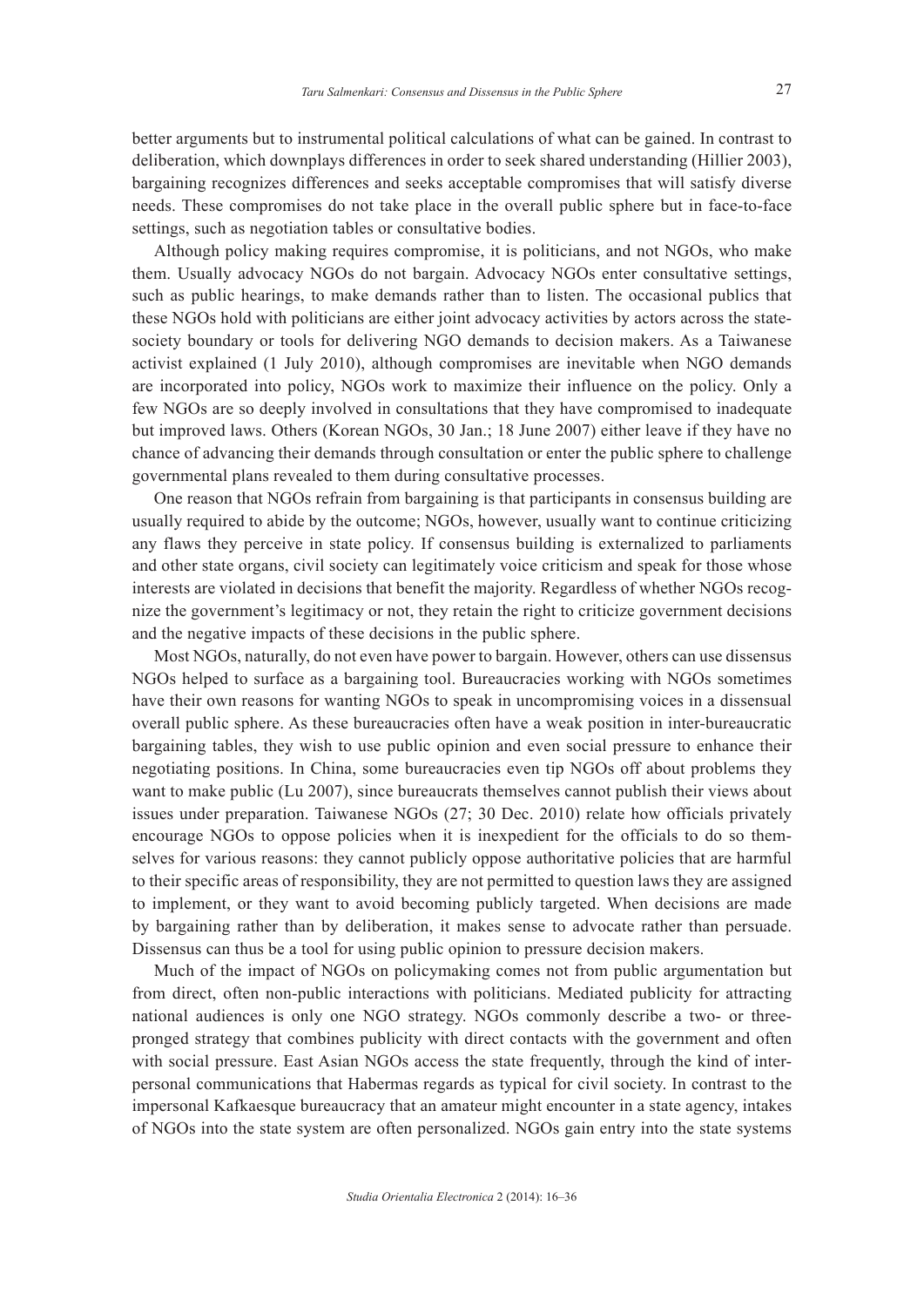better arguments but to instrumental political calculations of what can be gained. In contrast to deliberation, which downplays differences in order to seek shared understanding (Hillier 2003), bargaining recognizes differences and seeks acceptable compromises that will satisfy diverse needs. These compromises do not take place in the overall public sphere but in face-to-face settings, such as negotiation tables or consultative bodies.

Although policy making requires compromise, it is politicians, and not NGOs, who make them. Usually advocacy NGOs do not bargain. Advocacy NGOs enter consultative settings, such as public hearings, to make demands rather than to listen. The occasional publics that these NGOs hold with politicians are either joint advocacy activities by actors across the state-society boundary or tools for delivering NGO demands to decision makers. As a Taiwanese activist explained (1 July 2010), although compromises are inevitable when NGO demands are incorporated into policy, NGOs work to maximize their influence on the policy. Only a few NGOs are so deeply involved in consultations that they have compromised to inadequate but improved laws. Others (Korean NGOs, 30 Jan.; 18 June 2007) either leave if they have no chance of advancing their demands through consultation or enter the public sphere to challenge governmental plans revealed to them during consultative processes.

One reason that NGOs refrain from bargaining is that participants in consensus building are usually required to abide by the outcome; NGOs, however, usually want to continue criticizing any flaws they perceive in state policy. If consensus building is externalized to parliaments and other state organs, civil society can legitimately voice criticism and speak for those whose interests are violated in decisions that benefit the majority. Regardless of whether NGOs recognize the government's legitimacy or not, they retain the right to criticize government decisions and the negative impacts of these decisions in the public sphere.

Most NGOs, naturally, do not even have power to bargain. However, others can use dissensus NGOs helped to surface as a bargaining tool. Bureaucracies working with NGOs sometimes have their own reasons for wanting NGOs to speak in uncompromising voices in a dissensual overall public sphere. As these bureaucracies often have a weak position in inter-bureaucratic bargaining tables, they wish to use public opinion and even social pressure to enhance their negotiating positions. In China, some bureaucracies even tip NGOs off about problems they want to make public (Lu 2007), since bureaucrats themselves cannot publish their views about issues under preparation. Taiwanese NGOs (27; 30 Dec. 2010) relate how officials privately encourage NGOs to oppose policies when it is inexpedient for the officials to do so themselves for various reasons: they cannot publicly oppose authoritative policies that are harmful to their specific areas of responsibility, they are not permitted to question laws they are assigned to implement, or they want to avoid becoming publicly targeted. When decisions are made by bargaining rather than by deliberation, it makes sense to advocate rather than persuade. Dissensus can thus be a tool for using public opinion to pressure decision makers.

Much of the impact of NGOs on policymaking comes not from public argumentation but from direct, often non-public interactions with politicians. Mediated publicity for attracting national audiences is only one NGO strategy. NGOs commonly describe a two- or three-pronged strategy that combines publicity with direct contacts with the government and often with social pressure. East Asian NGOs access the state frequently, through the kind of interpersonal communications that Habermas regards as typical for civil society. In contrast to the impersonal Kafkaesque bureaucracy that an amateur might encounter in a state agency, intakes of NGOs into the state system are often personalized. NGOs gain entry into the state systems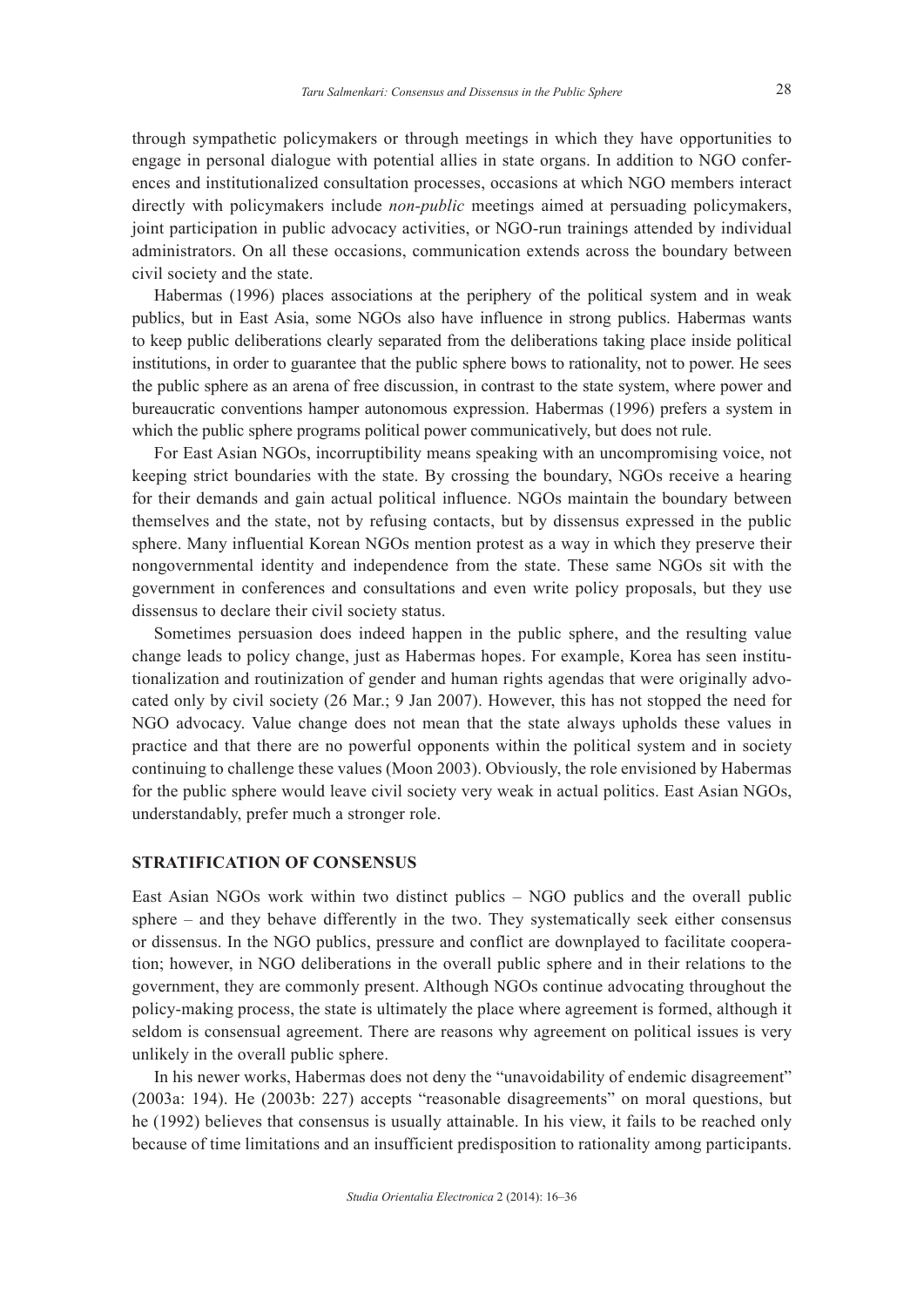through sympathetic policymakers or through meetings in which they have opportunities to engage in personal dialogue with potential allies in state organs. In addition to NGO conferences and institutionalized consultation processes, occasions at which NGO members interact directly with policymakers include *non-public* meetings aimed at persuading policymakers, joint participation in public advocacy activities, or NGO-run trainings attended by individual administrators. On all these occasions, communication extends across the boundary between civil society and the state.

Habermas (1996) places associations at the periphery of the political system and in weak publics, but in East Asia, some NGOs also have influence in strong publics. Habermas wants to keep public deliberations clearly separated from the deliberations taking place inside political institutions, in order to guarantee that the public sphere bows to rationality, not to power. He sees the public sphere as an arena of free discussion, in contrast to the state system, where power and bureaucratic conventions hamper autonomous expression. Habermas (1996) prefers a system in which the public sphere programs political power communicatively, but does not rule.

For East Asian NGOs, incorruptibility means speaking with an uncompromising voice, not keeping strict boundaries with the state. By crossing the boundary, NGOs receive a hearing for their demands and gain actual political influence. NGOs maintain the boundary between themselves and the state, not by refusing contacts, but by dissensus expressed in the public sphere. Many influential Korean NGOs mention protest as a way in which they preserve their nongovernmental identity and independence from the state. These same NGOs sit with the government in conferences and consultations and even write policy proposals, but they use dissensus to declare their civil society status.

Sometimes persuasion does indeed happen in the public sphere, and the resulting value change leads to policy change, just as Habermas hopes. For example, Korea has seen institutionalization and routinization of gender and human rights agendas that were originally advocated only by civil society (26 Mar.; 9 Jan 2007). However, this has not stopped the need for NGO advocacy. Value change does not mean that the state always upholds these values in practice and that there are no powerful opponents within the political system and in society continuing to challenge these values (Moon 2003). Obviously, the role envisioned by Habermas for the public sphere would leave civil society very weak in actual politics. East Asian NGOs, understandably, prefer much a stronger role.

## STRATIFICATION OF CONSENSUS

East Asian NGOs work within two distinct publics – NGO publics and the overall public sphere – and they behave differently in the two. They systematically seek either consensus or dissensus. In the NGO publics, pressure and conflict are downplayed to facilitate cooperation; however, in NGO deliberations in the overall public sphere and in their relations to the government, they are commonly present. Although NGOs continue advocating throughout the policy-making process, the state is ultimately the place where agreement is formed, although it seldom is consensual agreement. There are reasons why agreement on political issues is very unlikely in the overall public sphere.

In his newer works, Habermas does not deny the "unavoidability of endemic disagreement" (2003a: 194). He (2003b: 227) accepts "reasonable disagreements" on moral questions, but he (1992) believes that consensus is usually attainable. In his view, it fails to be reached only because of time limitations and an insufficient predisposition to rationality among participants.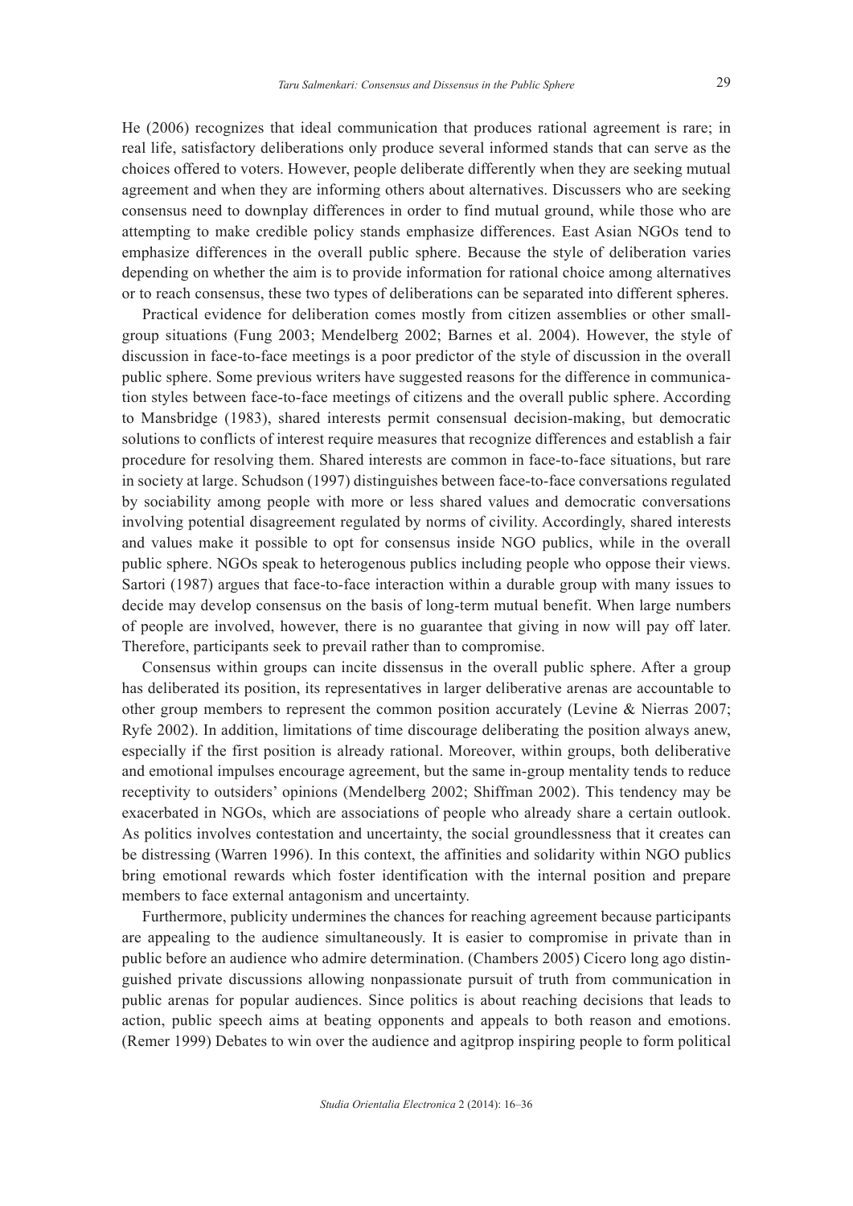He (2006) recognizes that ideal communication that produces rational agreement is rare; in real life, satisfactory deliberations only produce several informed stands that can serve as the choices offered to voters. However, people deliberate differently when they are seeking mutual agreement and when they are informing others about alternatives. Discussers who are seeking consensus need to downplay differences in order to find mutual ground, while those who are attempting to make credible policy stands emphasize differences. East Asian NGOs tend to emphasize differences in the overall public sphere. Because the style of deliberation varies depending on whether the aim is to provide information for rational choice among alternatives or to reach consensus, these two types of deliberations can be separated into different spheres.

Practical evidence for deliberation comes mostly from citizen assemblies or other small-group situations (Fung 2003; Mendelberg 2002; Barnes et al. 2004). However, the style of discussion in face-to-face meetings is a poor predictor of the style of discussion in the overall public sphere. Some previous writers have suggested reasons for the difference in communication styles between face-to-face meetings of citizens and the overall public sphere. According to Mansbridge (1983), shared interests permit consensual decision-making, but democratic solutions to conflicts of interest require measures that recognize differences and establish a fair procedure for resolving them. Shared interests are common in face-to-face situations, but rare in society at large. Schudson (1997) distinguishes between face-to-face conversations regulated by sociability among people with more or less shared values and democratic conversations involving potential disagreement regulated by norms of civility. Accordingly, shared interests and values make it possible to opt for consensus inside NGO publics, while in the overall public sphere. NGOs speak to heterogenous publics including people who oppose their views. Sartori (1987) argues that face-to-face interaction within a durable group with many issues to decide may develop consensus on the basis of long-term mutual benefit. When large numbers of people are involved, however, there is no guarantee that giving in now will pay off later. Therefore, participants seek to prevail rather than to compromise.

Consensus within groups can incite dissensus in the overall public sphere. After a group has deliberated its position, its representatives in larger deliberative arenas are accountable to other group members to represent the common position accurately (Levine & Nierras 2007; Ryfe 2002). In addition, limitations of time discourage deliberating the position always anew, especially if the first position is already rational. Moreover, within groups, both deliberative and emotional impulses encourage agreement, but the same in-group mentality tends to reduce receptivity to outsiders' opinions (Mendelberg 2002; Shiffman 2002). This tendency may be exacerbated in NGOs, which are associations of people who already share a certain outlook. As politics involves contestation and uncertainty, the social groundlessness that it creates can be distressing (Warren 1996). In this context, the affinities and solidarity within NGO publics bring emotional rewards which foster identification with the internal position and prepare members to face external antagonism and uncertainty.

Furthermore, publicity undermines the chances for reaching agreement because participants are appealing to the audience simultaneously. It is easier to compromise in private than in public before an audience who admire determination. (Chambers 2005) Cicero long ago distinguished private discussions allowing nonpassionate pursuit of truth from communication in public arenas for popular audiences. Since politics is about reaching decisions that leads to action, public speech aims at beating opponents and appeals to both reason and emotions. (Remer 1999) Debates to win over the audience and agitprop inspiring people to form political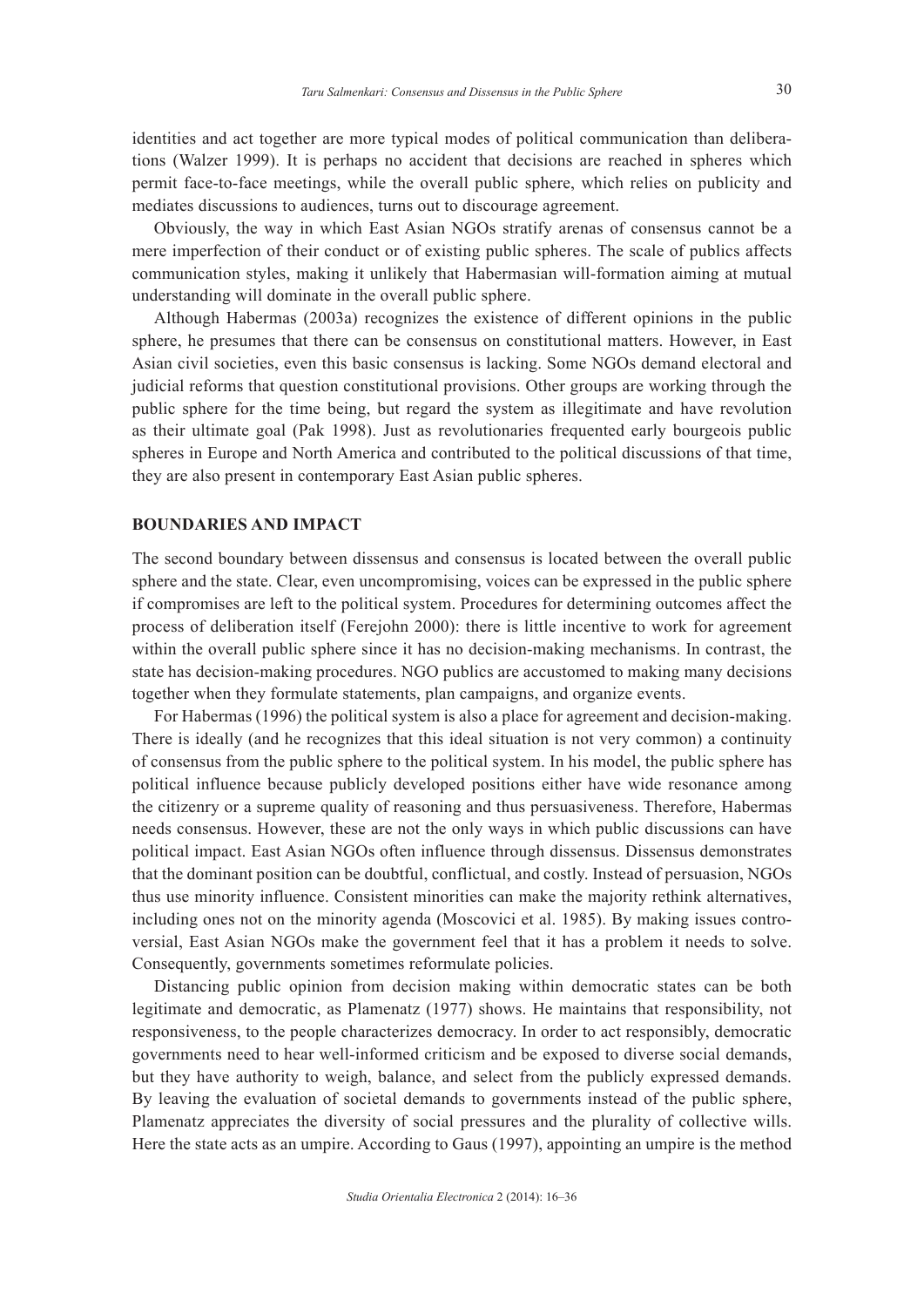identities and act together are more typical modes of political communication than deliberations (Walzer 1999). It is perhaps no accident that decisions are reached in spheres which permit face-to-face meetings, while the overall public sphere, which relies on publicity and mediates discussions to audiences, turns out to discourage agreement.

Obviously, the way in which East Asian NGOs stratify arenas of consensus cannot be a mere imperfection of their conduct or of existing public spheres. The scale of publics affects communication styles, making it unlikely that Habermasian will-formation aiming at mutual understanding will dominate in the overall public sphere.

Although Habermas (2003a) recognizes the existence of different opinions in the public sphere, he presumes that there can be consensus on constitutional matters. However, in East Asian civil societies, even this basic consensus is lacking. Some NGOs demand electoral and judicial reforms that question constitutional provisions. Other groups are working through the public sphere for the time being, but regard the system as illegitimate and have revolution as their ultimate goal (Pak 1998). Just as revolutionaries frequented early bourgeois public spheres in Europe and North America and contributed to the political discussions of that time, they are also present in contemporary East Asian public spheres.

## BOUNDARIES AND IMPACT

The second boundary between dissensus and consensus is located between the overall public sphere and the state. Clear, even uncompromising, voices can be expressed in the public sphere if compromises are left to the political system. Procedures for determining outcomes affect the process of deliberation itself (Ferejohn 2000): there is little incentive to work for agreement within the overall public sphere since it has no decision-making mechanisms. In contrast, the state has decision-making procedures. NGO publics are accustomed to making many decisions together when they formulate statements, plan campaigns, and organize events.

For Habermas (1996) the political system is also a place for agreement and decision-making. There is ideally (and he recognizes that this ideal situation is not very common) a continuity of consensus from the public sphere to the political system. In his model, the public sphere has political influence because publicly developed positions either have wide resonance among the citizenry or a supreme quality of reasoning and thus persuasiveness. Therefore, Habermas needs consensus. However, these are not the only ways in which public discussions can have political impact. East Asian NGOs often influence through dissensus. Dissensus demonstrates that the dominant position can be doubtful, conflictual, and costly. Instead of persuasion, NGOs thus use minority influence. Consistent minorities can make the majority rethink alternatives, including ones not on the minority agenda (Moscovici et al. 1985). By making issues controversial, East Asian NGOs make the government feel that it has a problem it needs to solve. Consequently, governments sometimes reformulate policies.

Distancing public opinion from decision making within democratic states can be both legitimate and democratic, as Plamenatz (1977) shows. He maintains that responsibility, not responsiveness, to the people characterizes democracy. In order to act responsibly, democratic governments need to hear well-informed criticism and be exposed to diverse social demands, but they have authority to weigh, balance, and select from the publicly expressed demands. By leaving the evaluation of societal demands to governments instead of the public sphere, Plamenatz appreciates the diversity of social pressures and the plurality of collective wills. Here the state acts as an umpire. According to Gaus (1997), appointing an umpire is the method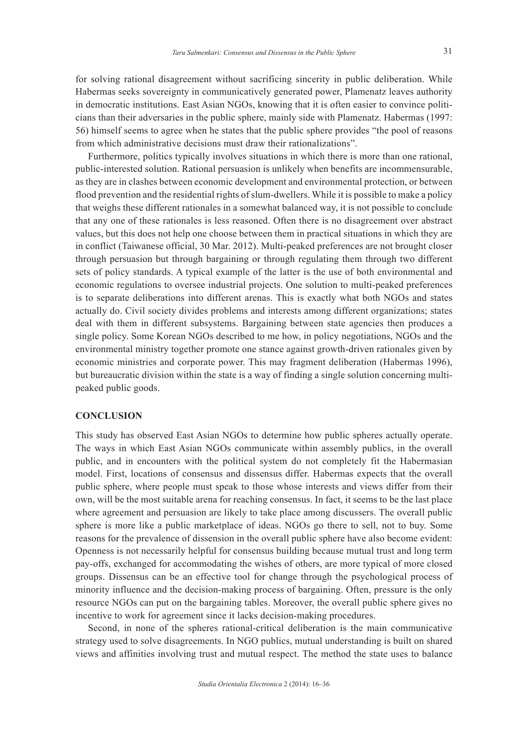for solving rational disagreement without sacrificing sincerity in public deliberation. While Habermas seeks sovereignty in communicatively generated power, Plamenatz leaves authority in democratic institutions. East Asian NGOs, knowing that it is often easier to convince politicians than their adversaries in the public sphere, mainly side with Plamenatz. Habermas (1997: 56) himself seems to agree when he states that the public sphere provides "the pool of reasons from which administrative decisions must draw their rationalizations".

Furthermore, politics typically involves situations in which there is more than one rational, public-interested solution. Rational persuasion is unlikely when benefits are incommensurable, as they are in clashes between economic development and environmental protection, or between flood prevention and the residential rights of slum-dwellers. While it is possible to make a policy that weighs these different rationales in a somewhat balanced way, it is not possible to conclude that any one of these rationales is less reasoned. Often there is no disagreement over abstract values, but this does not help one choose between them in practical situations in which they are in conflict (Taiwanese official, 30 Mar. 2012). Multi-peaked preferences are not brought closer through persuasion but through bargaining or through regulating them through two different sets of policy standards. A typical example of the latter is the use of both environmental and economic regulations to oversee industrial projects. One solution to multi-peaked preferences is to separate deliberations into different arenas. This is exactly what both NGOs and states actually do. Civil society divides problems and interests among different organizations; states deal with them in different subsystems. Bargaining between state agencies then produces a single policy. Some Korean NGOs described to me how, in policy negotiations, NGOs and the environmental ministry together promote one stance against growth-driven rationales given by economic ministries and corporate power. This may fragment deliberation (Habermas 1996), but bureaucratic division within the state is a way of finding a single solution concerning multi-peaked public goods.

## CONCLUSION

This study has observed East Asian NGOs to determine how public spheres actually operate. The ways in which East Asian NGOs communicate within assembly publics, in the overall public, and in encounters with the political system do not completely fit the Habermasian model. First, locations of consensus and dissensus differ. Habermas expects that the overall public sphere, where people must speak to those whose interests and views differ from their own, will be the most suitable arena for reaching consensus. In fact, it seems to be the last place where agreement and persuasion are likely to take place among discussers. The overall public sphere is more like a public marketplace of ideas. NGOs go there to sell, not to buy. Some reasons for the prevalence of dissension in the overall public sphere have also become evident: Openness is not necessarily helpful for consensus building because mutual trust and long term pay-offs, exchanged for accommodating the wishes of others, are more typical of more closed groups. Dissensus can be an effective tool for change through the psychological process of minority influence and the decision-making process of bargaining. Often, pressure is the only resource NGOs can put on the bargaining tables. Moreover, the overall public sphere gives no incentive to work for agreement since it lacks decision-making procedures.

Second, in none of the spheres rational-critical deliberation is the main communicative strategy used to solve disagreements. In NGO publics, mutual understanding is built on shared views and affinities involving trust and mutual respect. The method the state uses to balance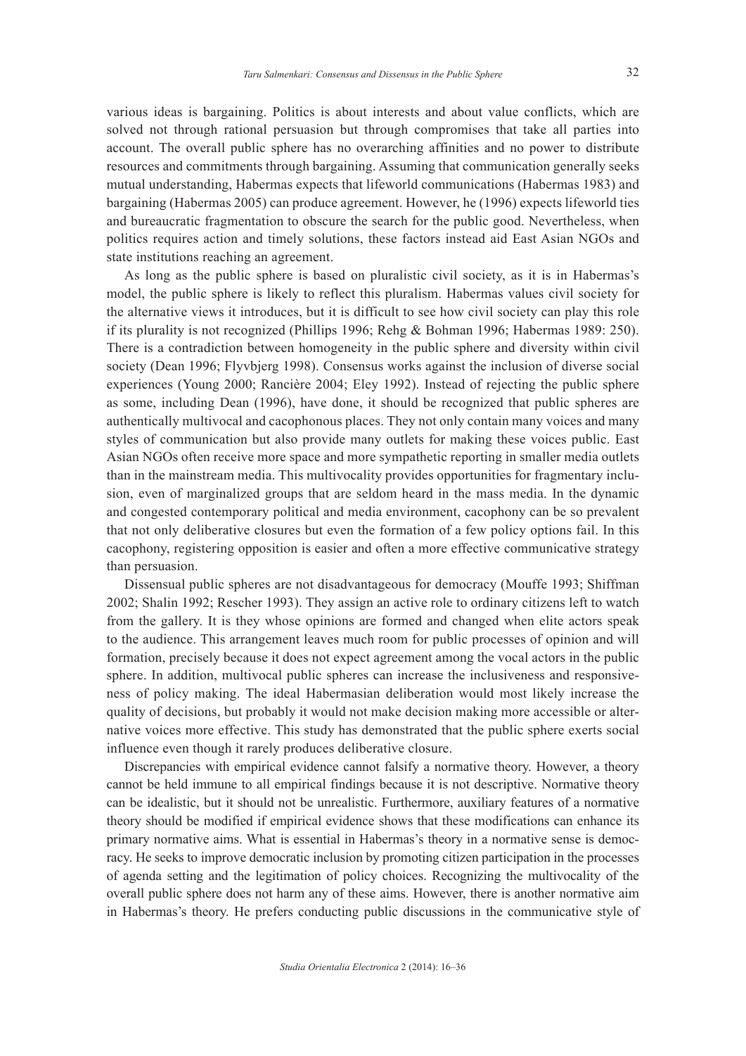various ideas is bargaining. Politics is about interests and about value conflicts, which are solved not through rational persuasion but through compromises that take all parties into account. The overall public sphere has no overarching affinities and no power to distribute resources and commitments through bargaining. Assuming that communication generally seeks mutual understanding, Habermas expects that lifeworld communications (Habermas 1983) and bargaining (Habermas 2005) can produce agreement. However, he (1996) expects lifeworld ties and bureaucratic fragmentation to obscure the search for the public good. Nevertheless, when politics requires action and timely solutions, these factors instead aid East Asian NGOs and state institutions reaching an agreement.

As long as the public sphere is based on pluralistic civil society, as it is in Habermas's model, the public sphere is likely to reflect this pluralism. Habermas values civil society for the alternative views it introduces, but it is difficult to see how civil society can play this role if its plurality is not recognized (Phillips 1996; Rehg & Bohman 1996; Habermas 1989: 250). There is a contradiction between homogeneity in the public sphere and diversity within civil society (Dean 1996; Flyvbjerg 1998). Consensus works against the inclusion of diverse social experiences (Young 2000; Rancière 2004; Eley 1992). Instead of rejecting the public sphere as some, including Dean (1996), have done, it should be recognized that public spheres are authentically multivocal and cacophonous places. They not only contain many voices and many styles of communication but also provide many outlets for making these voices public. East Asian NGOs often receive more space and more sympathetic reporting in smaller media outlets than in the mainstream media. This multivocality provides opportunities for fragmentary inclusion, even of marginalized groups that are seldom heard in the mass media. In the dynamic and congested contemporary political and media environment, cacophony can be so prevalent that not only deliberative closures but even the formation of a few policy options fail. In this cacophony, registering opposition is easier and often a more effective communicative strategy than persuasion.

Dissensual public spheres are not disadvantageous for democracy (Mouffe 1993; Shiffman 2002; Shalin 1992; Rescher 1993). They assign an active role to ordinary citizens left to watch from the gallery. It is they whose opinions are formed and changed when elite actors speak to the audience. This arrangement leaves much room for public processes of opinion and will formation, precisely because it does not expect agreement among the vocal actors in the public sphere. In addition, multivocal public spheres can increase the inclusiveness and responsiveness of policy making. The ideal Habermasian deliberation would most likely increase the quality of decisions, but probably it would not make decision making more accessible or alternative voices more effective. This study has demonstrated that the public sphere exerts social influence even though it rarely produces deliberative closure.

Discrepancies with empirical evidence cannot falsify a normative theory. However, a theory cannot be held immune to all empirical findings because it is not descriptive. Normative theory can be idealistic, but it should not be unrealistic. Furthermore, auxiliary features of a normative theory should be modified if empirical evidence shows that these modifications can enhance its primary normative aims. What is essential in Habermas's theory in a normative sense is democracy. He seeks to improve democratic inclusion by promoting citizen participation in the processes of agenda setting and the legitimation of policy choices. Recognizing the multivocality of the overall public sphere does not harm any of these aims. However, there is another normative aim in Habermas's theory. He prefers conducting public discussions in the communicative style of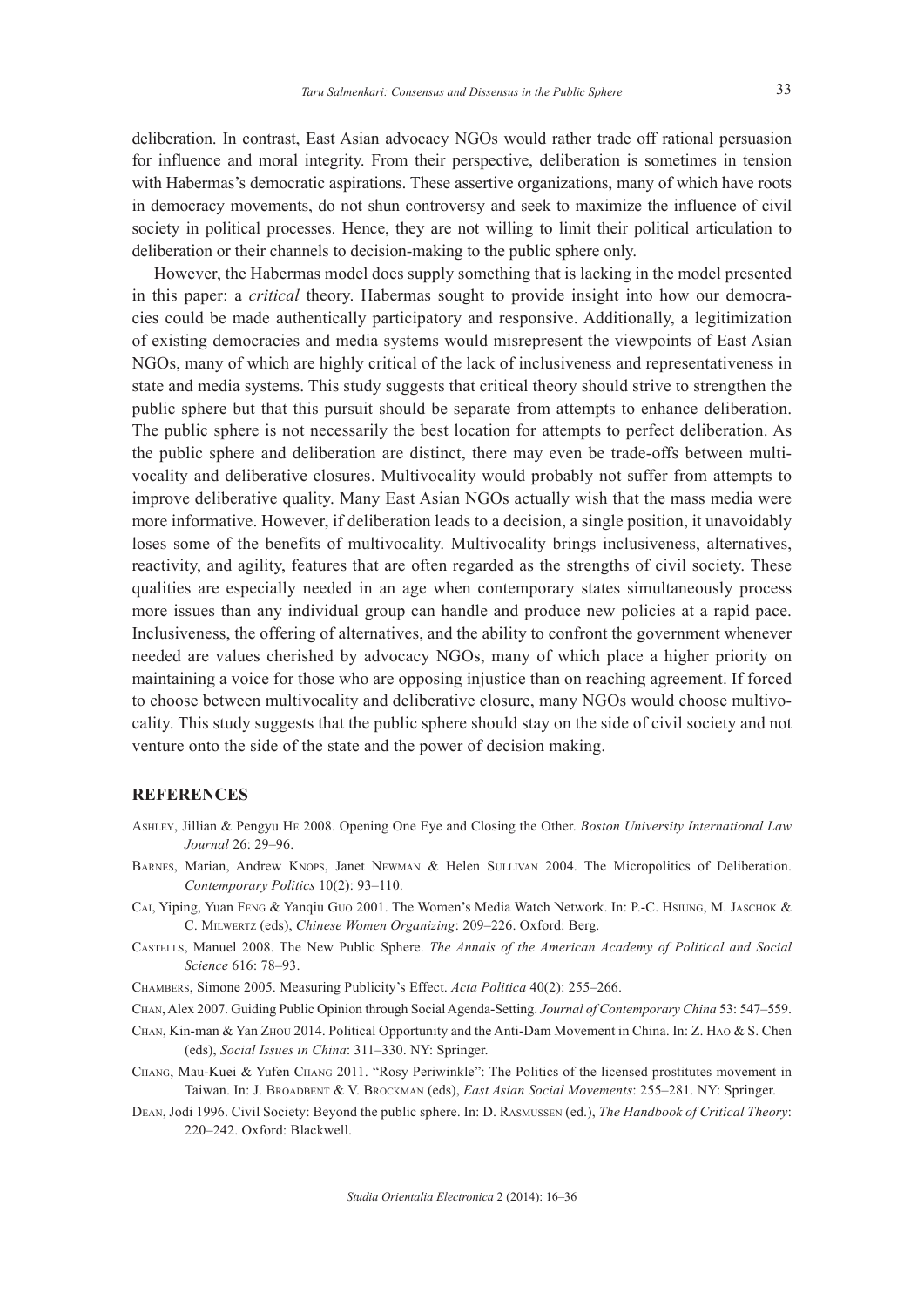deliberation. In contrast, East Asian advocacy NGOs would rather trade off rational persuasion for influence and moral integrity. From their perspective, deliberation is sometimes in tension with Habermas's democratic aspirations. These assertive organizations, many of which have roots in democracy movements, do not shun controversy and seek to maximize the influence of civil society in political processes. Hence, they are not willing to limit their political articulation to deliberation or their channels to decision-making to the public sphere only.

However, the Habermas model does supply something that is lacking in the model presented in this paper: a *critical* theory. Habermas sought to provide insight into how our democracies could be made authentically participatory and responsive. Additionally, a legitimization of existing democracies and media systems would misrepresent the viewpoints of East Asian NGOs, many of which are highly critical of the lack of inclusiveness and representativeness in state and media systems. This study suggests that critical theory should strive to strengthen the public sphere but that this pursuit should be separate from attempts to enhance deliberation. The public sphere is not necessarily the best location for attempts to perfect deliberation. As the public sphere and deliberation are distinct, there may even be trade-offs between multivocality and deliberative closures. Multivocality would probably not suffer from attempts to improve deliberative quality. Many East Asian NGOs actually wish that the mass media were more informative. However, if deliberation leads to a decision, a single position, it unavoidably loses some of the benefits of multivocality. Multivocality brings inclusiveness, alternatives, reactivity, and agility, features that are often regarded as the strengths of civil society. These qualities are especially needed in an age when contemporary states simultaneously process more issues than any individual group can handle and produce new policies at a rapid pace. Inclusiveness, the offering of alternatives, and the ability to confront the government whenever needed are values cherished by advocacy NGOs, many of which place a higher priority on maintaining a voice for those who are opposing injustice than on reaching agreement. If forced to choose between multivocality and deliberative closure, many NGOs would choose multivocality. This study suggests that the public sphere should stay on the side of civil society and not venture onto the side of the state and the power of decision making.

## REFERENCES

Ashley, Jillian & Pengyu He 2008. Opening One Eye and Closing the Other. *Boston University International Law Journal* 26: 29–96.

Barnes, Marian, Andrew Knops, Janet Newman & Helen Sullivan 2004. The Micropolitics of Deliberation. *Contemporary Politics* 10(2): 93–110.

Cai, Yiping, Yuan Feng & Yanqiu Guo 2001. The Women's Media Watch Network. In: P.-C. Hsiung, M. Jaschok & C. Milwertz (eds), *Chinese Women Organizing*: 209–226. Oxford: Berg.

Castells, Manuel 2008. The New Public Sphere. *The Annals of the American Academy of Political and Social Science* 616: 78–93.

Chambers, Simone 2005. Measuring Publicity's Effect. *Acta Politica* 40(2): 255–266.

Chan, Alex 2007. Guiding Public Opinion through Social Agenda-Setting. *Journal of Contemporary China* 53: 547–559.

Chan, Kin-man & Yan Zhou 2014. Political Opportunity and the Anti-Dam Movement in China. In: Z. Hao & S. Chen (eds), *Social Issues in China*: 311–330. NY: Springer.

Chang, Mau-Kuei & Yufen Chang 2011. "Rosy Periwinkle": The Politics of the licensed prostitutes movement in Taiwan. In: J. Broadbent & V. Brockman (eds), *East Asian Social Movements*: 255–281. NY: Springer.

Dean, Jodi 1996. Civil Society: Beyond the public sphere. In: D. Rasmussen (ed.), *The Handbook of Critical Theory*: 220–242. Oxford: Blackwell.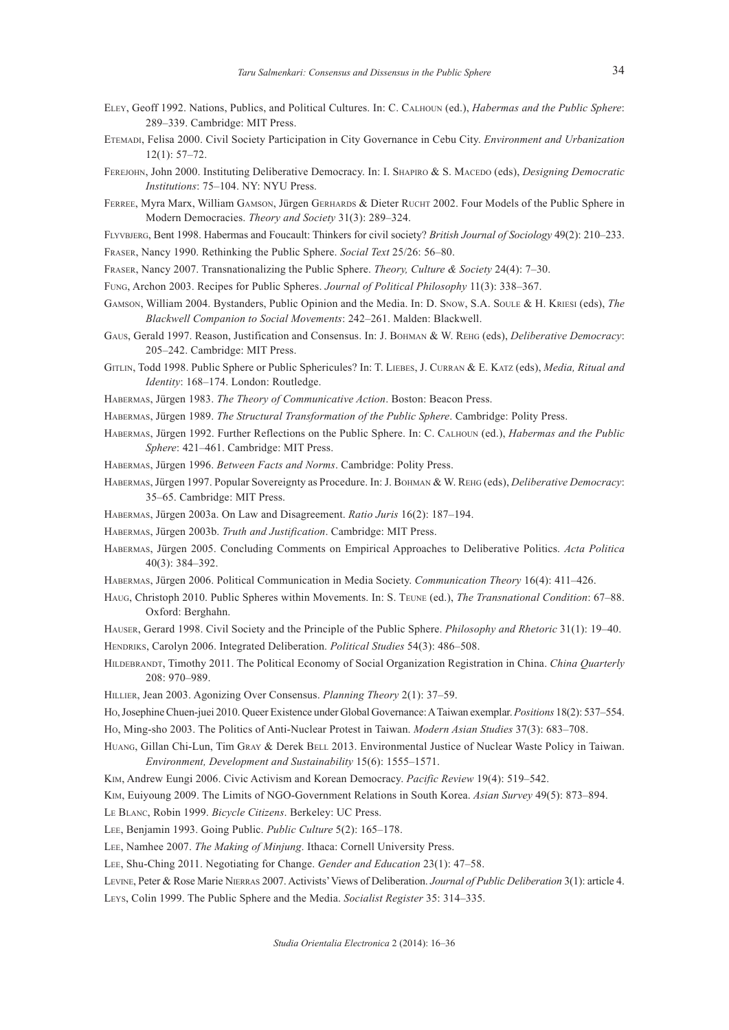Eley, Geoff 1992. Nations, Publics, and Political Cultures. In: C. Calhoun (ed.), *Habermas and the Public Sphere*: 289–339. Cambridge: MIT Press.

Etemadi, Felisa 2000. Civil Society Participation in City Governance in Cebu City. *Environment and Urbanization* 12(1): 57–72.

Ferejohn, John 2000. Instituting Deliberative Democracy. In: I. Shapiro & S. Macedo (eds), *Designing Democratic Institutions*: 75–104. NY: NYU Press.

Ferree, Myra Marx, William Gamson, Jürgen Gerhards & Dieter Rucht 2002. Four Models of the Public Sphere in Modern Democracies. *Theory and Society* 31(3): 289–324.

Flyvbjerg, Bent 1998. Habermas and Foucault: Thinkers for civil society? *British Journal of Sociology* 49(2): 210–233.

Fraser, Nancy 1990. Rethinking the Public Sphere. *Social Text* 25/26: 56–80.

Fraser, Nancy 2007. Transnationalizing the Public Sphere. *Theory, Culture & Society* 24(4): 7–30.

Fung, Archon 2003. Recipes for Public Spheres. *Journal of Political Philosophy* 11(3): 338–367.

Gamson, William 2004. Bystanders, Public Opinion and the Media. In: D. Snow, S.A. Soule & H. Kriesi (eds), *The Blackwell Companion to Social Movements*: 242–261. Malden: Blackwell.

Gaus, Gerald 1997. Reason, Justification and Consensus. In: J. Bohman & W. Rehg (eds), *Deliberative Democracy*: 205–242. Cambridge: MIT Press.

Gitlin, Todd 1998. Public Sphere or Public Sphericules? In: T. Liebes, J. Curran & E. Katz (eds), *Media, Ritual and Identity*: 168–174. London: Routledge.

Habermas, Jürgen 1983. *The Theory of Communicative Action*. Boston: Beacon Press.

Habermas, Jürgen 1989. *The Structural Transformation of the Public Sphere*. Cambridge: Polity Press.

Habermas, Jürgen 1992. Further Reflections on the Public Sphere. In: C. Calhoun (ed.), *Habermas and the Public Sphere*: 421–461. Cambridge: MIT Press.

Habermas, Jürgen 1996. *Between Facts and Norms*. Cambridge: Polity Press.

Habermas, Jürgen 1997. Popular Sovereignty as Procedure. In: J. Bohman & W. Rehg (eds), *Deliberative Democracy*: 35–65. Cambridge: MIT Press.

Habermas, Jürgen 2003a. On Law and Disagreement. *Ratio Juris* 16(2): 187–194.

Habermas, Jürgen 2003b. *Truth and Justification*. Cambridge: MIT Press.

Habermas, Jürgen 2005. Concluding Comments on Empirical Approaches to Deliberative Politics. *Acta Politica* 40(3): 384–392.

Habermas, Jürgen 2006. Political Communication in Media Society. *Communication Theory* 16(4): 411–426.

Haug, Christoph 2010. Public Spheres within Movements. In: S. Teune (ed.), *The Transnational Condition*: 67–88. Oxford: Berghahn.

Hauser, Gerard 1998. Civil Society and the Principle of the Public Sphere. *Philosophy and Rhetoric* 31(1): 19–40.

Hendriks, Carolyn 2006. Integrated Deliberation. *Political Studies* 54(3): 486–508.

Hildebrandt, Timothy 2011. The Political Economy of Social Organization Registration in China. *China Quarterly* 208: 970–989.

Hillier, Jean 2003. Agonizing Over Consensus. *Planning Theory* 2(1): 37–59.

Ho, Josephine Chuen-juei 2010. Queer Existence under Global Governance: A Taiwan exemplar. *Positions* 18(2): 537–554.

Ho, Ming-sho 2003. The Politics of Anti-Nuclear Protest in Taiwan. *Modern Asian Studies* 37(3): 683–708.

Huang, Gillan Chi-Lun, Tim Gray & Derek Bell 2013. Environmental Justice of Nuclear Waste Policy in Taiwan. *Environment, Development and Sustainability* 15(6): 1555–1571.

Kim, Andrew Eungi 2006. Civic Activism and Korean Democracy. *Pacific Review* 19(4): 519–542.

Kim, Euiyoung 2009. The Limits of NGO-Government Relations in South Korea. *Asian Survey* 49(5): 873–894.

Le Blanc, Robin 1999. *Bicycle Citizens*. Berkeley: UC Press.

Lee, Benjamin 1993. Going Public. *Public Culture* 5(2): 165–178.

Lee, Namhee 2007. *The Making of Minjung*. Ithaca: Cornell University Press.

Lee, Shu-Ching 2011. Negotiating for Change. *Gender and Education* 23(1): 47–58.

Levine, Peter & Rose Marie Nierras 2007. Activists' Views of Deliberation. *Journal of Public Deliberation* 3(1): article 4.

Leys, Colin 1999. The Public Sphere and the Media. *Socialist Register* 35: 314–335.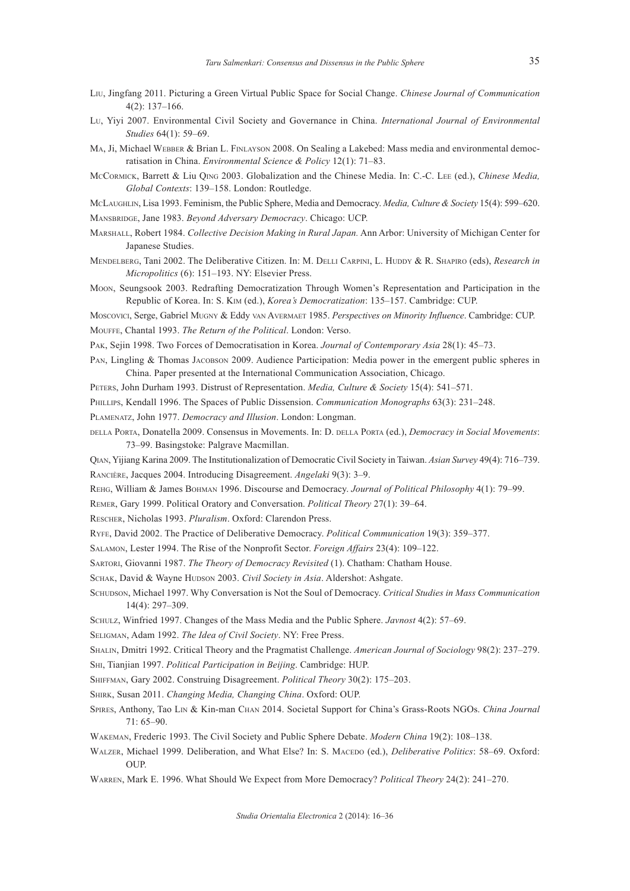Liu, Jingfang 2011. Picturing a Green Virtual Public Space for Social Change. *Chinese Journal of Communication* 4(2): 137–166.

Lu, Yiyi 2007. Environmental Civil Society and Governance in China. *International Journal of Environmental Studies* 64(1): 59–69.

Ma, Ji, Michael Webber & Brian L. Finlayson 2008. On Sealing a Lakebed: Mass media and environmental democratisation in China. *Environmental Science & Policy* 12(1): 71–83.

McCormick, Barrett & Liu Qing 2003. Globalization and the Chinese Media. In: C.-C. Lee (ed.), *Chinese Media, Global Contexts*: 139–158. London: Routledge.

McLaughlin, Lisa 1993. Feminism, the Public Sphere, Media and Democracy. *Media, Culture & Society* 15(4): 599–620.

Mansbridge, Jane 1983. *Beyond Adversary Democracy*. Chicago: UCP.

Marshall, Robert 1984. *Collective Decision Making in Rural Japan.* Ann Arbor: University of Michigan Center for Japanese Studies.

Mendelberg, Tani 2002. The Deliberative Citizen. In: M. Delli Carpini, L. Huddy & R. Shapiro (eds), *Research in Micropolitics* (6): 151–193. NY: Elsevier Press.

Moon, Seungsook 2003. Redrafting Democratization Through Women's Representation and Participation in the Republic of Korea. In: S. Kim (ed.), *Korea's Democratization*: 135–157. Cambridge: CUP.

Moscovici, Serge, Gabriel Mugny & Eddy van Avermaet 1985. *Perspectives on Minority Influence*. Cambridge: CUP.

Mouffe, Chantal 1993. *The Return of the Political*. London: Verso.

Pak, Sejin 1998. Two Forces of Democratisation in Korea. *Journal of Contemporary Asia* 28(1): 45–73.

Pan, Lingling & Thomas Jacobson 2009. Audience Participation: Media power in the emergent public spheres in China. Paper presented at the International Communication Association, Chicago.

Peters, John Durham 1993. Distrust of Representation. *Media, Culture & Society* 15(4): 541–571.

Phillips, Kendall 1996. The Spaces of Public Dissension. *Communication Monographs* 63(3): 231–248.

Plamenatz, John 1977. *Democracy and Illusion*. London: Longman.

della Porta, Donatella 2009. Consensus in Movements. In: D. della Porta (ed.), *Democracy in Social Movements*: 73–99. Basingstoke: Palgrave Macmillan.

Qian, Yijiang Karina 2009. The Institutionalization of Democratic Civil Society in Taiwan. *Asian Survey* 49(4): 716–739.

Rancière, Jacques 2004. Introducing Disagreement. *Angelaki* 9(3): 3–9.

Rehg, William & James Bohman 1996. Discourse and Democracy. *Journal of Political Philosophy* 4(1): 79–99.

Remer, Gary 1999. Political Oratory and Conversation. *Political Theory* 27(1): 39–64.

Rescher, Nicholas 1993. *Pluralism*. Oxford: Clarendon Press.

Ryfe, David 2002. The Practice of Deliberative Democracy. *Political Communication* 19(3): 359–377.

Salamon, Lester 1994. The Rise of the Nonprofit Sector. *Foreign Affairs* 23(4): 109–122.

Sartori, Giovanni 1987. *The Theory of Democracy Revisited* (1). Chatham: Chatham House.

Schak, David & Wayne Hudson 2003. *Civil Society in Asia*. Aldershot: Ashgate.

Schudson, Michael 1997. Why Conversation is Not the Soul of Democracy. *Critical Studies in Mass Communication* 14(4): 297–309.

Schulz, Winfried 1997. Changes of the Mass Media and the Public Sphere. *Javnost* 4(2): 57–69.

Seligman, Adam 1992. *The Idea of Civil Society*. NY: Free Press.

Shalin, Dmitri 1992. Critical Theory and the Pragmatist Challenge. *American Journal of Sociology* 98(2): 237–279.

Shi, Tianjian 1997. *Political Participation in Beijing*. Cambridge: HUP.

Shiffman, Gary 2002. Construing Disagreement. *Political Theory* 30(2): 175–203.

Shirk, Susan 2011. *Changing Media, Changing China*. Oxford: OUP.

Spires, Anthony, Tao Lin & Kin-man Chan 2014. Societal Support for China's Grass-Roots NGOs. *China Journal* 71: 65–90.

Wakeman, Frederic 1993. The Civil Society and Public Sphere Debate. *Modern China* 19(2): 108–138.

Walzer, Michael 1999. Deliberation, and What Else? In: S. Macedo (ed.), *Deliberative Politics*: 58–69. Oxford: OUP.

Warren, Mark E. 1996. What Should We Expect from More Democracy? *Political Theory* 24(2): 241–270.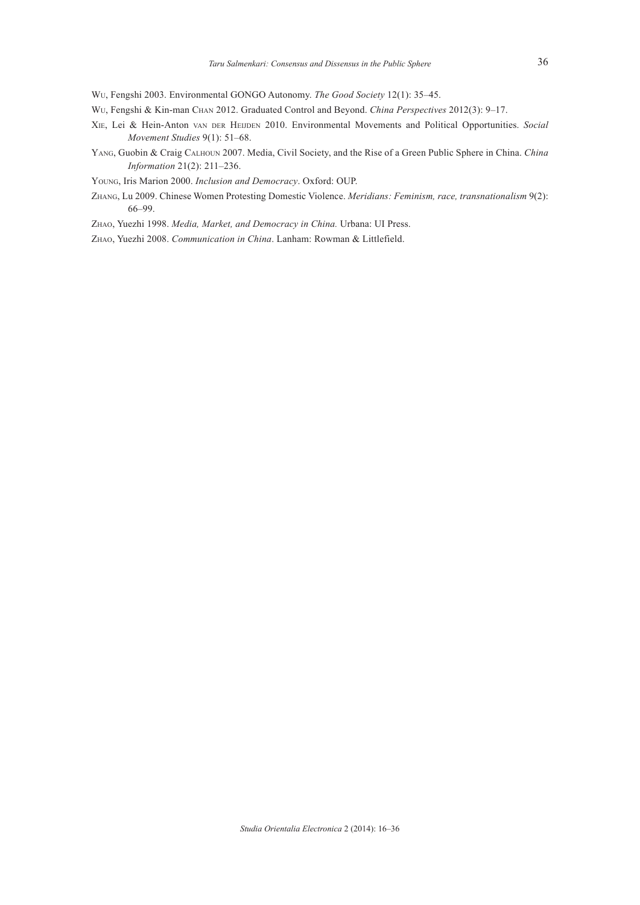Wu, Fengshi 2003. Environmental GONGO Autonomy. *The Good Society* 12(1): 35–45.

Wu, Fengshi & Kin-man Chan 2012. Graduated Control and Beyond. *China Perspectives* 2012(3): 9–17.

Xie, Lei & Hein-Anton van der Heijden 2010. Environmental Movements and Political Opportunities. *Social Movement Studies* 9(1): 51–68.

Yang, Guobin & Craig Calhoun 2007. Media, Civil Society, and the Rise of a Green Public Sphere in China. *China Information* 21(2): 211–236.

Young, Iris Marion 2000. *Inclusion and Democracy*. Oxford: OUP.

Zhang, Lu 2009. Chinese Women Protesting Domestic Violence. *Meridians: Feminism, race, transnationalism* 9(2): 66–99.

Zhao, Yuezhi 1998. *Media, Market, and Democracy in China.* Urbana: UI Press.

Zhao, Yuezhi 2008. *Communication in China*. Lanham: Rowman & Littlefield.